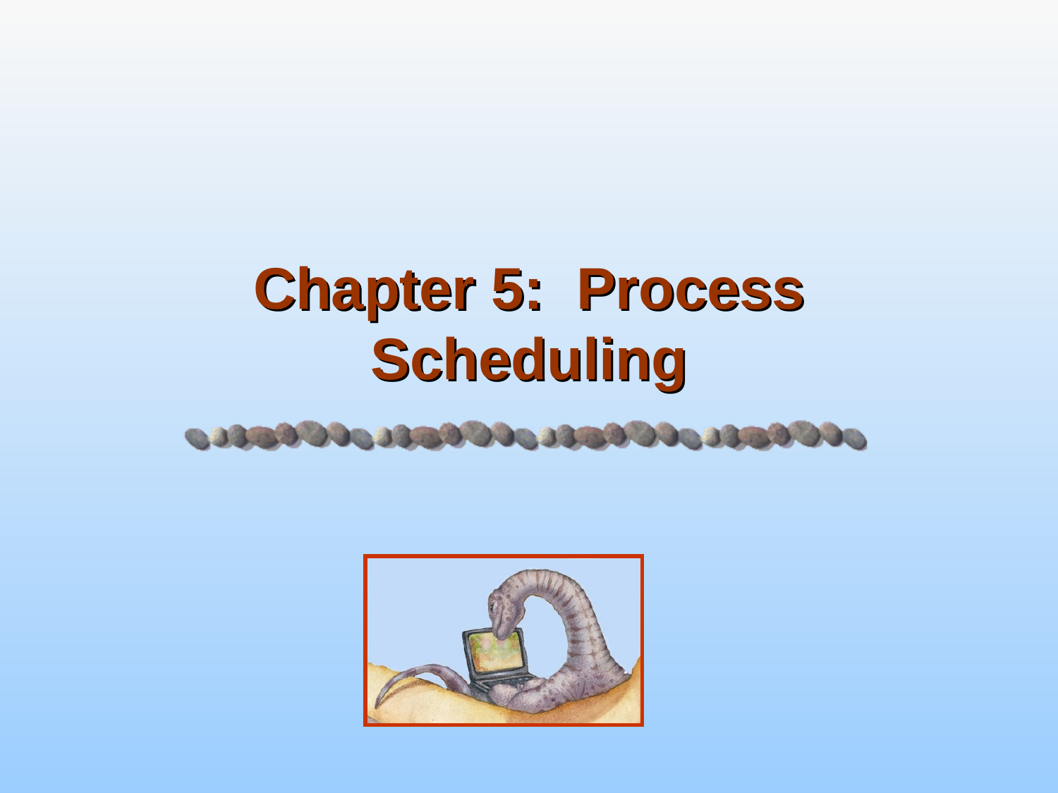# Chapter 5: Process Scheduling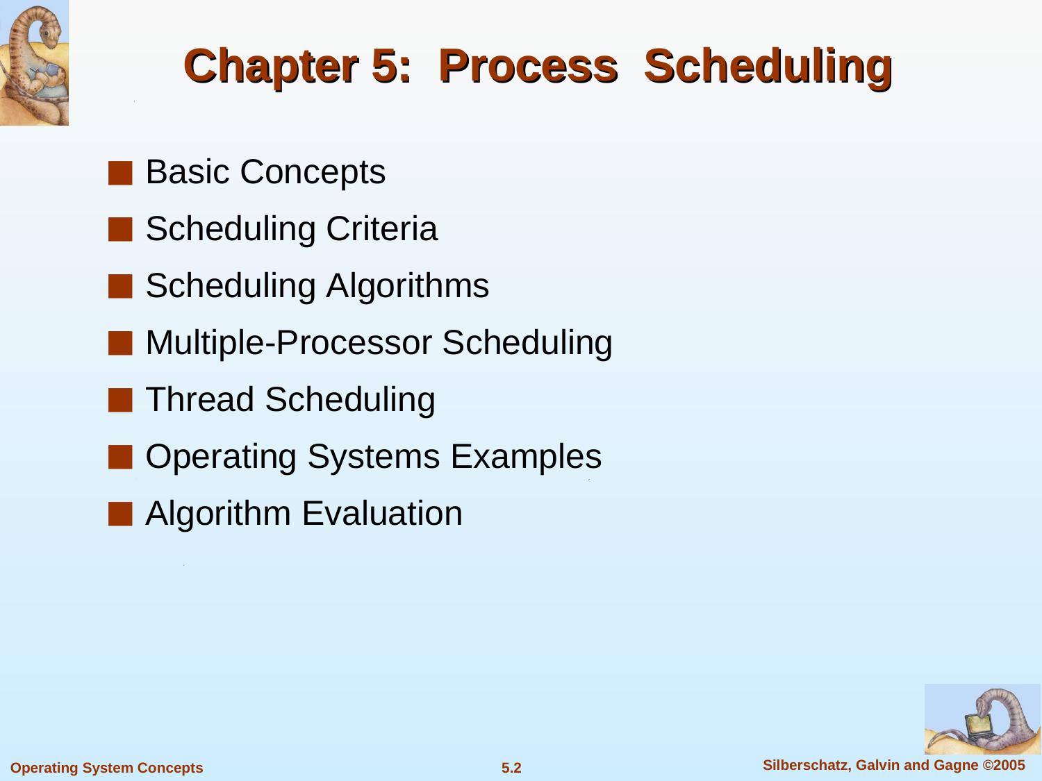# Chapter 5: Process Scheduling

- Basic Concepts
- Scheduling Criteria
- Scheduling Algorithms
- Multiple-Processor Scheduling
- Thread Scheduling
- Operating Systems Examples
- Algorithm Evaluation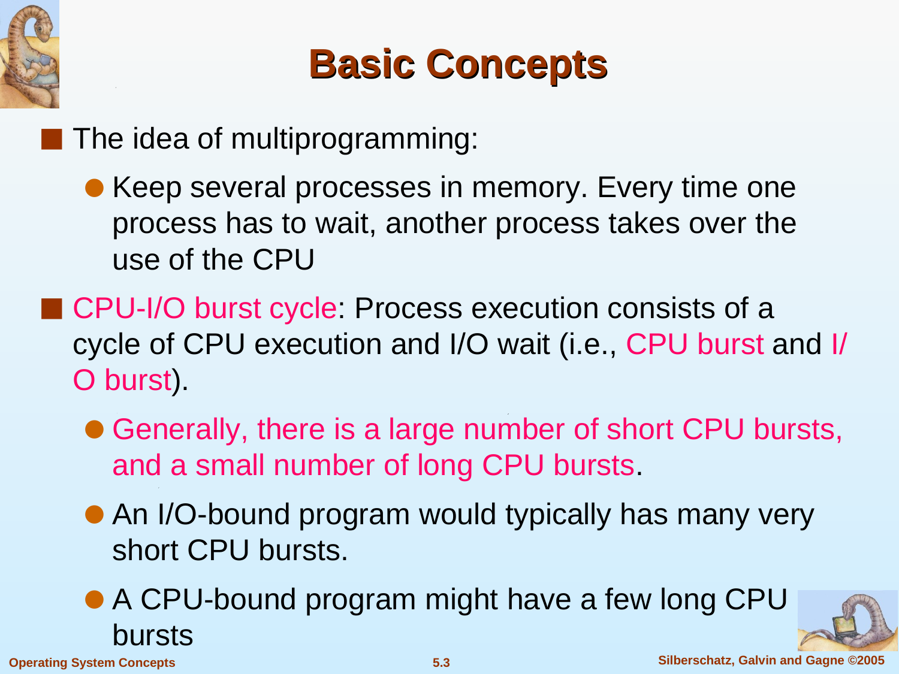# Basic Concepts

- The idea of multiprogramming:
  - Keep several processes in memory. Every time one process has to wait, another process takes over the use of the CPU
- CPU-I/O burst cycle: Process execution consists of a cycle of CPU execution and I/O wait (i.e., CPU burst and I/O burst).
  - Generally, there is a large number of short CPU bursts, and a small number of long CPU bursts.
  - An I/O-bound program would typically has many very short CPU bursts.
  - A CPU-bound program might have a few long CPU bursts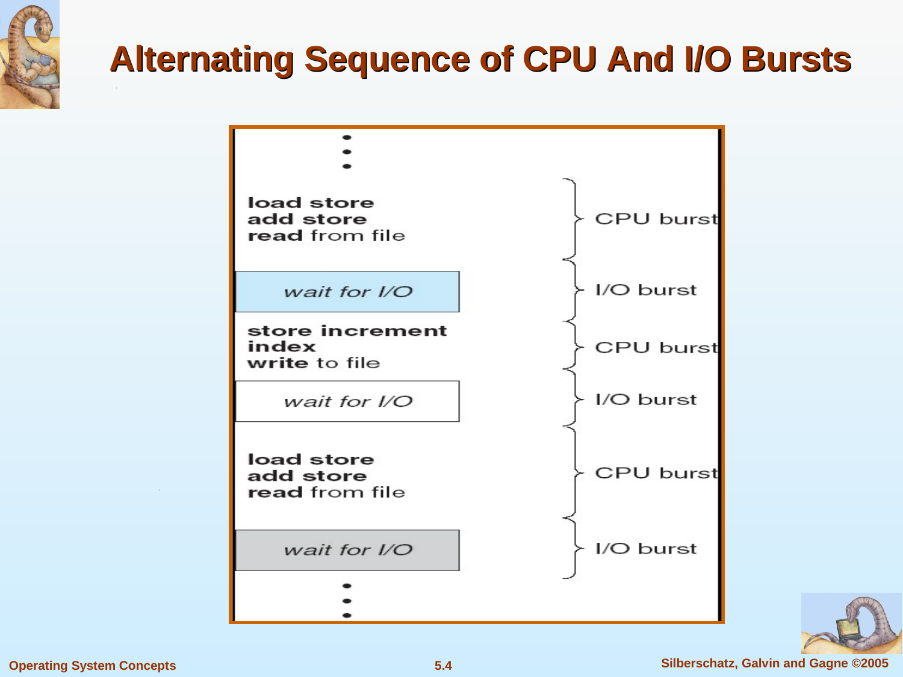# Alternating Sequence of CPU And I/O Bursts

```
        •
        •
        •
load store                           ⎫
add store                            ⎬ CPU burst
read from file                       ⎭

  wait for I/O                       } I/O burst

store increment                      ⎫
index                                ⎬ CPU burst
write to file                        ⎭

  wait for I/O                       } I/O burst

load store                           ⎫
add store                            ⎬ CPU burst
read from file                       ⎭

  wait for I/O                       } I/O burst
        •
        •
        •
```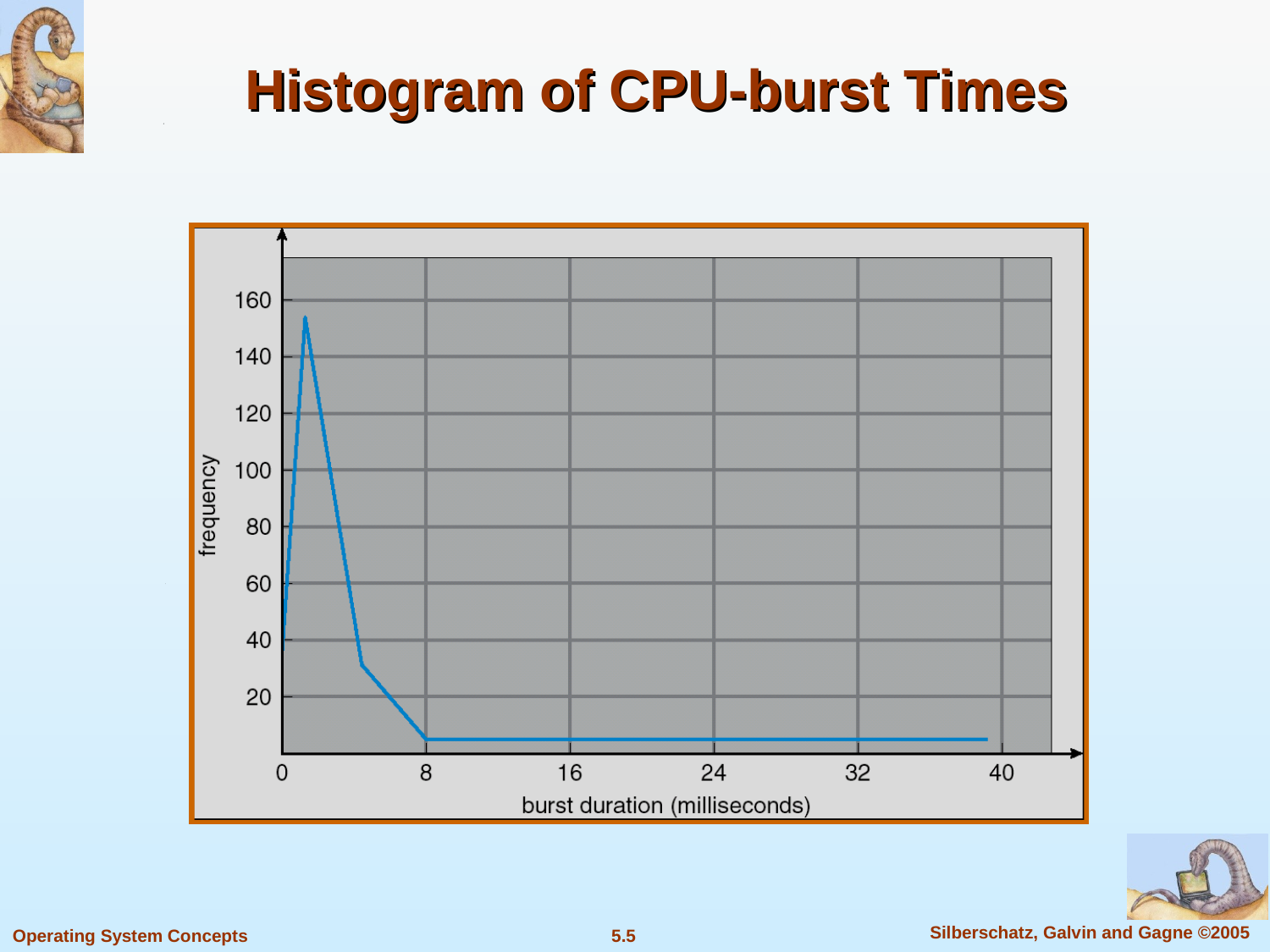# Histogram of CPU-burst Times

frequency

160
140
120
100
80
60
40
20

0 8 16 24 32 40

burst duration (milliseconds)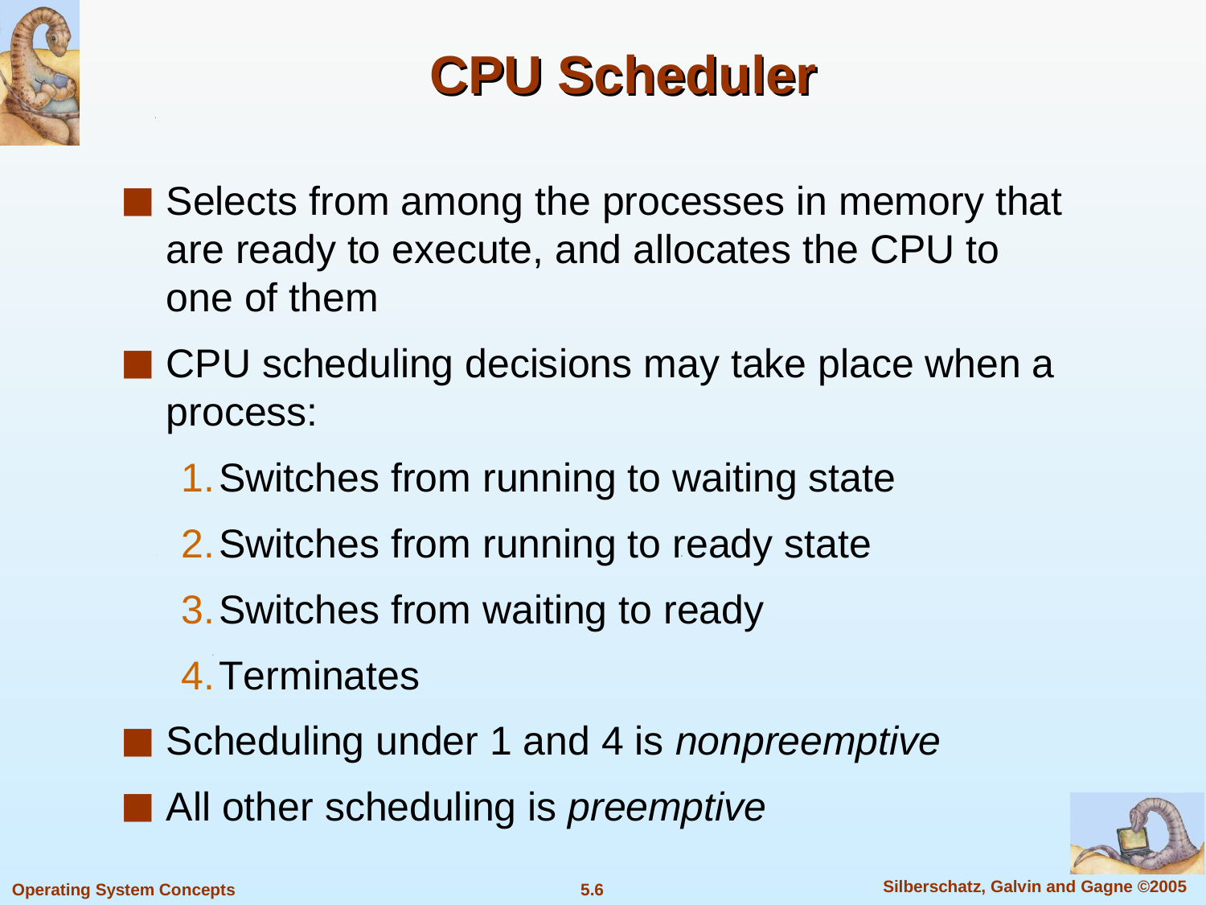# CPU Scheduler

- Selects from among the processes in memory that are ready to execute, and allocates the CPU to one of them
- CPU scheduling decisions may take place when a process:
  1. Switches from running to waiting state
  2. Switches from running to ready state
  3. Switches from waiting to ready
  4. Terminates
- Scheduling under 1 and 4 is *nonpreemptive*
- All other scheduling is *preemptive*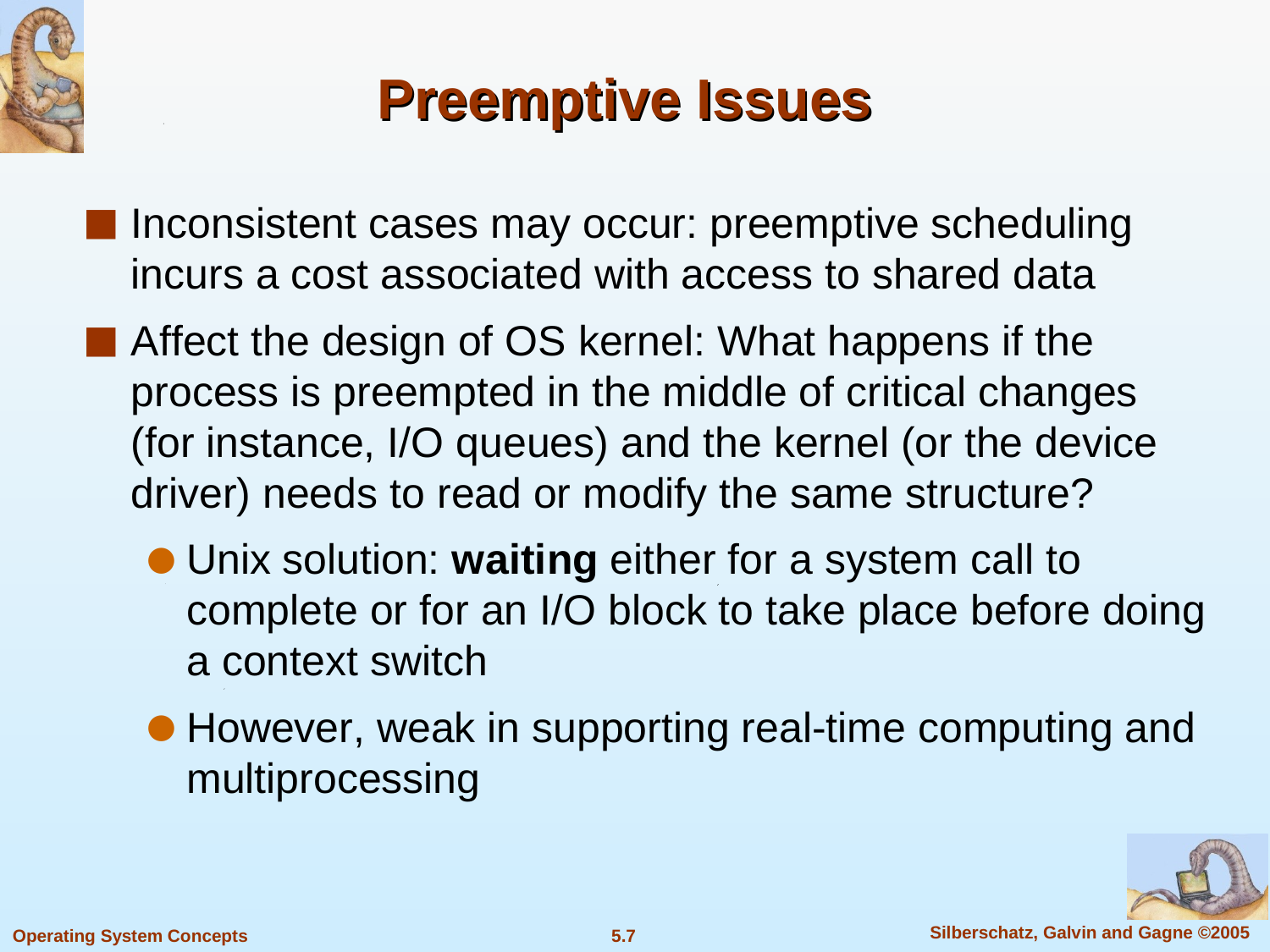# Preemptive Issues

- Inconsistent cases may occur: preemptive scheduling incurs a cost associated with access to shared data
- Affect the design of OS kernel: What happens if the process is preempted in the middle of critical changes (for instance, I/O queues) and the kernel (or the device driver) needs to read or modify the same structure?
  - Unix solution: **waiting** either for a system call to complete or for an I/O block to take place before doing a context switch
  - However, weak in supporting real-time computing and multiprocessing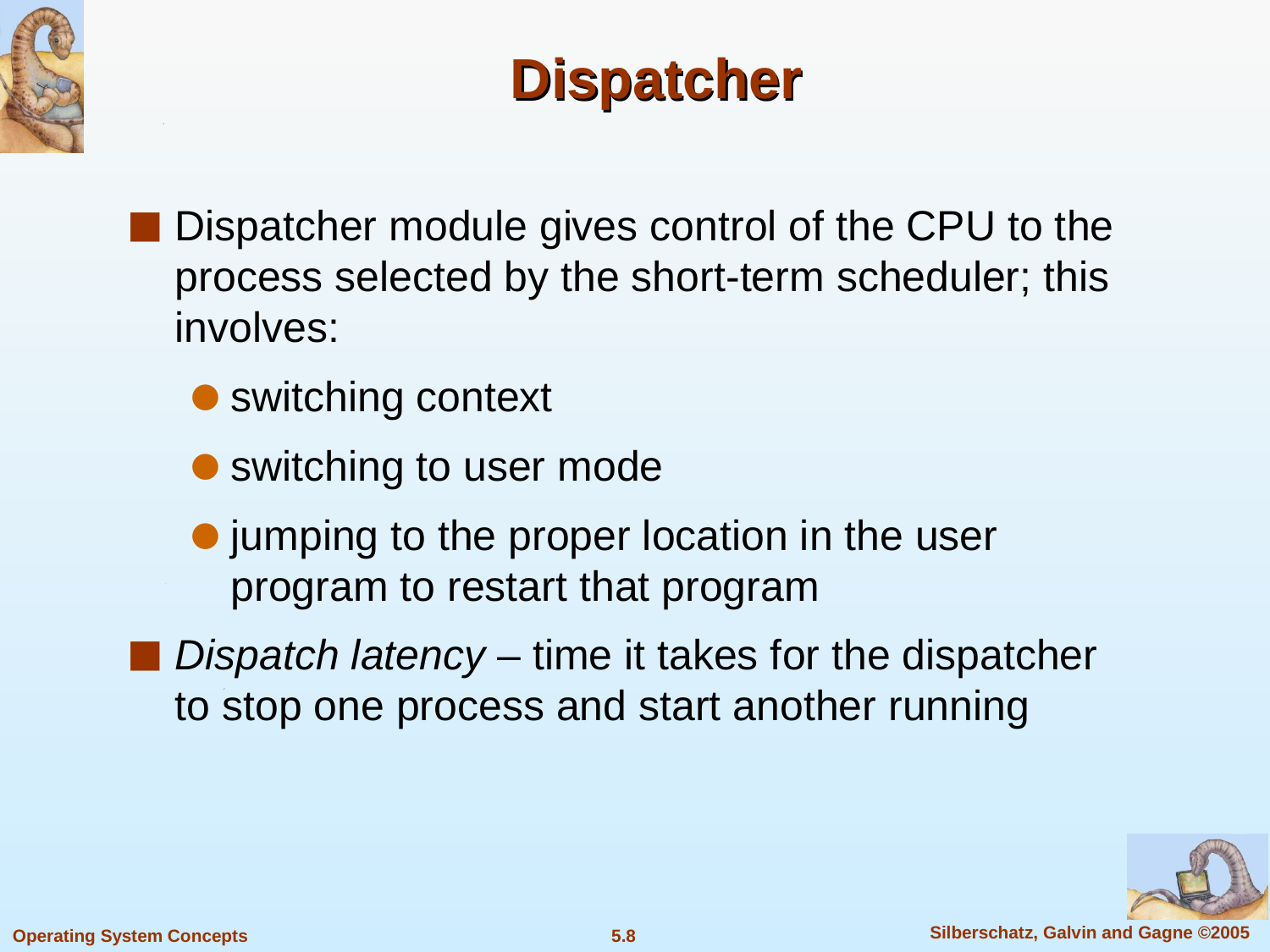# Dispatcher

- Dispatcher module gives control of the CPU to the process selected by the short-term scheduler; this involves:
  - switching context
  - switching to user mode
  - jumping to the proper location in the user program to restart that program
- *Dispatch latency* – time it takes for the dispatcher to stop one process and start another running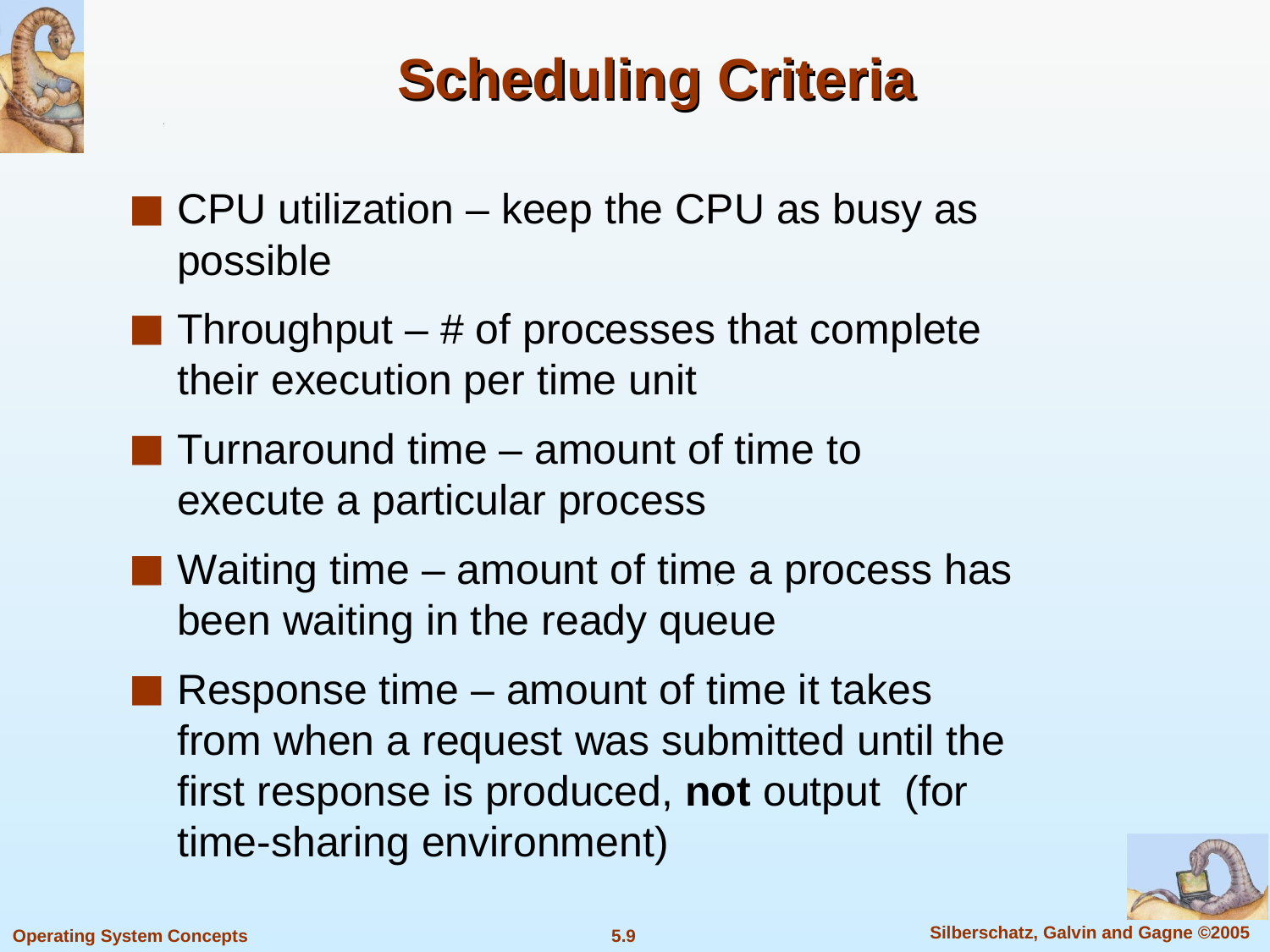# Scheduling Criteria

- CPU utilization – keep the CPU as busy as possible
- Throughput – # of processes that complete their execution per time unit
- Turnaround time – amount of time to execute a particular process
- Waiting time – amount of time a process has been waiting in the ready queue
- Response time – amount of time it takes from when a request was submitted until the first response is produced, **not** output (for time-sharing environment)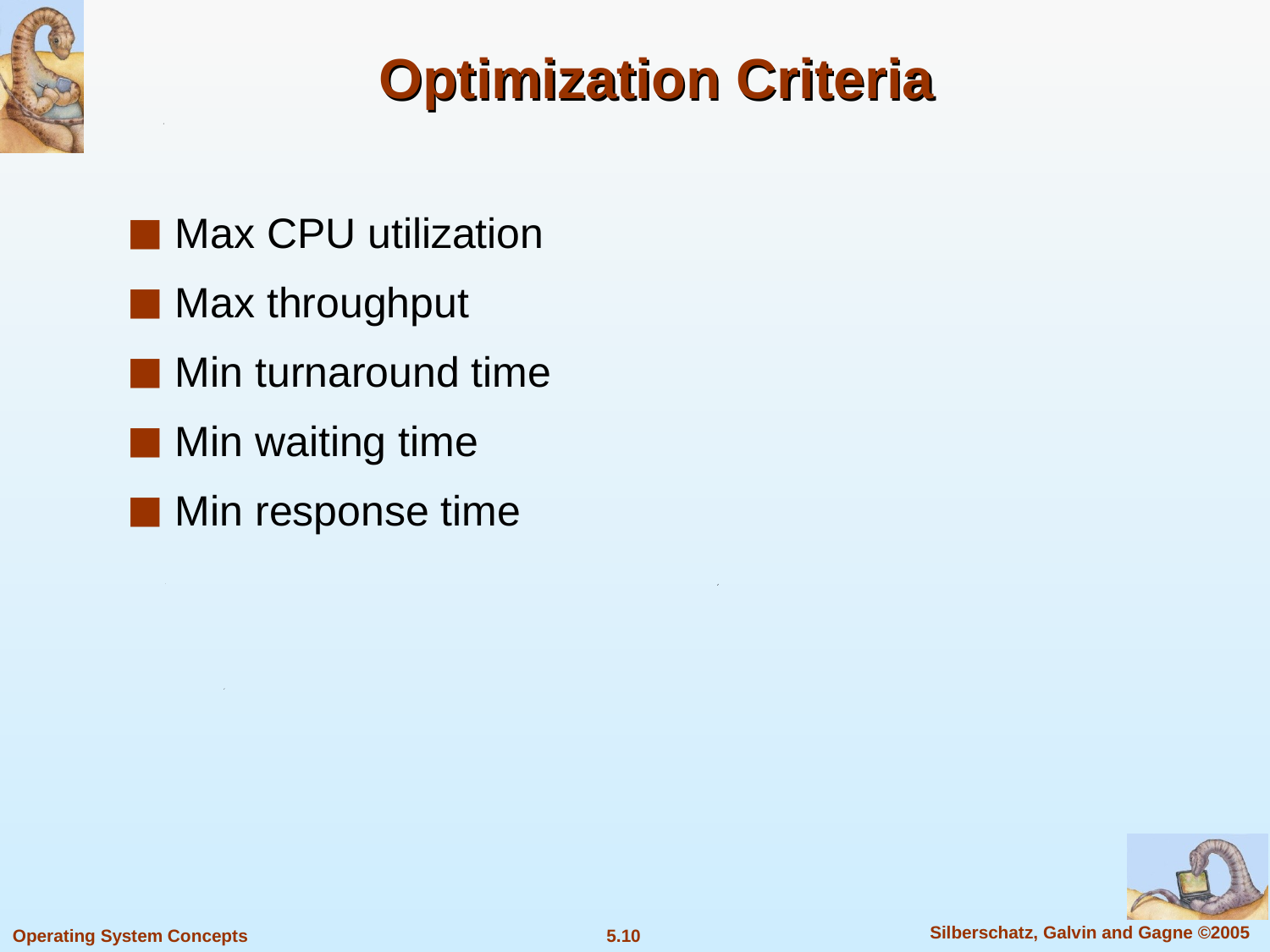# Optimization Criteria

- Max CPU utilization
- Max throughput
- Min turnaround time
- Min waiting time
- Min response time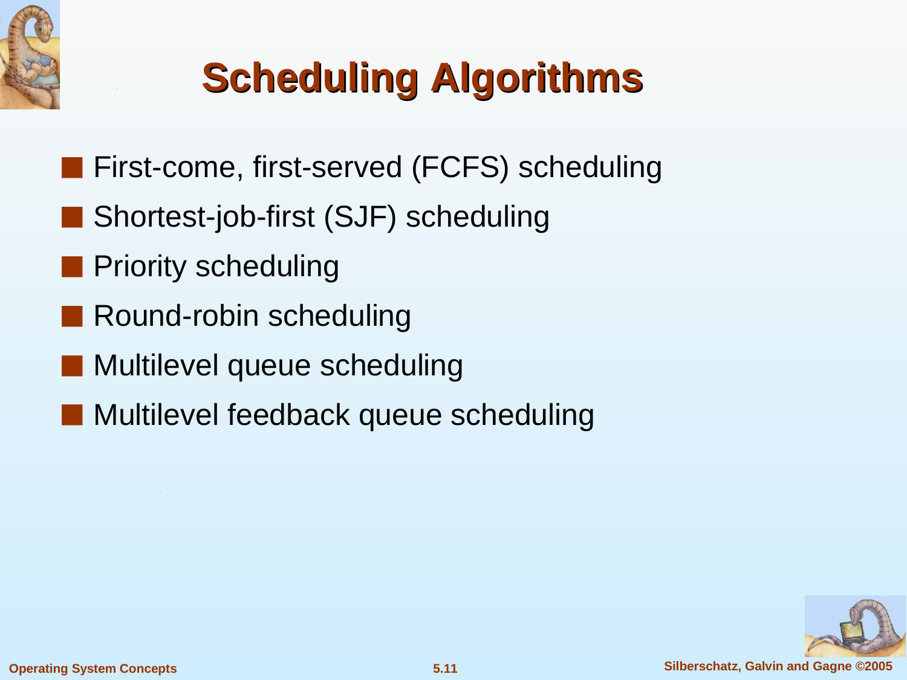# Scheduling Algorithms

- First-come, first-served (FCFS) scheduling
- Shortest-job-first (SJF) scheduling
- Priority scheduling
- Round-robin scheduling
- Multilevel queue scheduling
- Multilevel feedback queue scheduling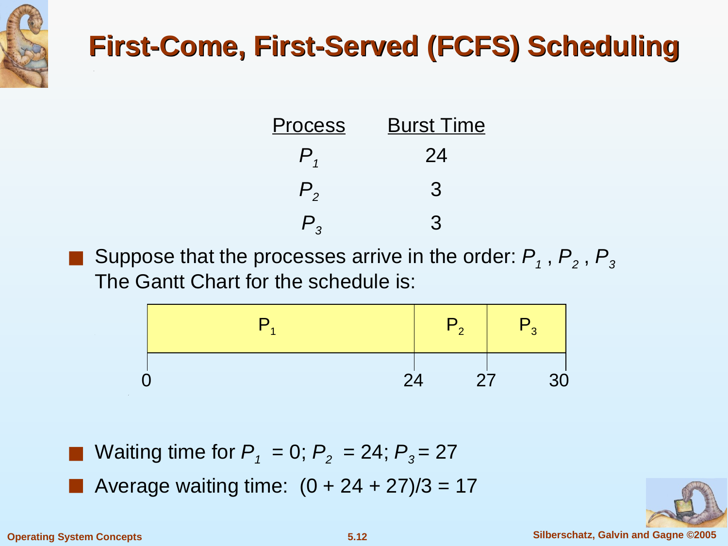# First-Come, First-Served (FCFS) Scheduling

| Process | Burst Time |
|---|---|
| $P_1$ | 24 |
| $P_2$ | 3 |
| $P_3$ | 3 |

- Suppose that the processes arrive in the order: $P_1$ , $P_2$ , $P_3$
  The Gantt Chart for the schedule is:

| $P_1$ | $P_2$ | $P_3$ |
|---|---|---|
| 0–24 | 24–27 | 27–30 |

- Waiting time for $P_1$ = 0; $P_2$ = 24; $P_3$ = 27
- Average waiting time: (0 + 24 + 27)/3 = 17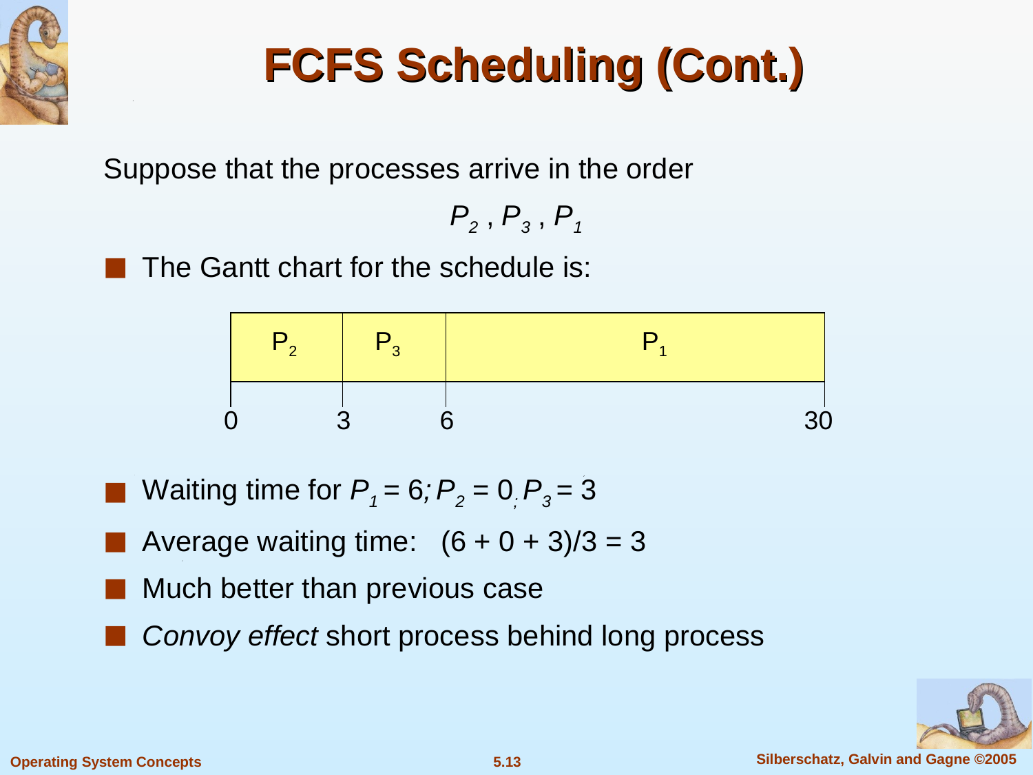# FCFS Scheduling (Cont.)

Suppose that the processes arrive in the order

$$P_2 , P_3 , P_1$$

- The Gantt chart for the schedule is:

| $P_2$ | $P_3$ | $P_1$ |
|---|---|---|
| 0–3 | 3–6 | 6–30 |

- Waiting time for $P_1 = 6; P_2 = 0; P_3 = 3$
- Average waiting time: $(6 + 0 + 3)/3 = 3$
- Much better than previous case
- *Convoy effect* short process behind long process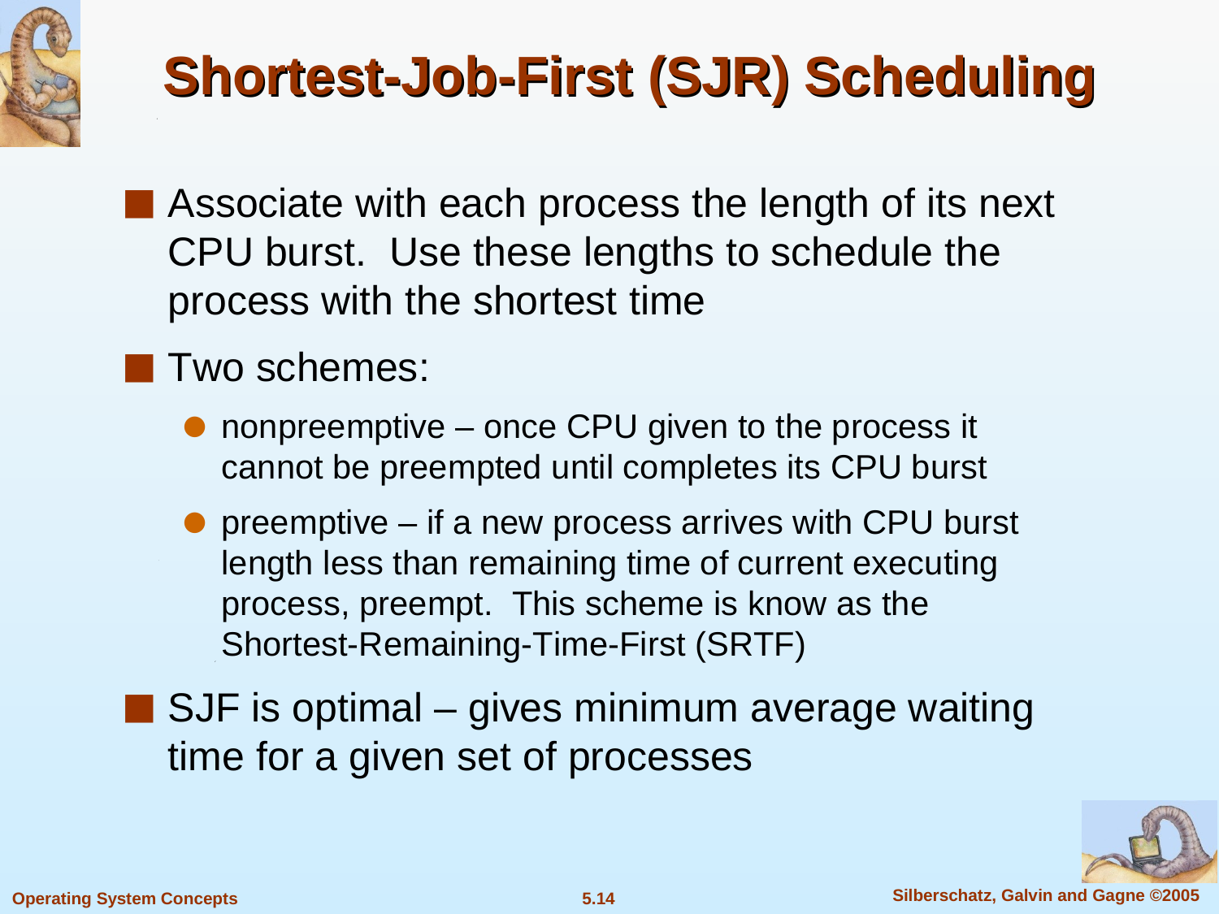# Shortest-Job-First (SJR) Scheduling

- Associate with each process the length of its next CPU burst. Use these lengths to schedule the process with the shortest time
- Two schemes:
  - nonpreemptive – once CPU given to the process it cannot be preempted until completes its CPU burst
  - preemptive – if a new process arrives with CPU burst length less than remaining time of current executing process, preempt. This scheme is know as the Shortest-Remaining-Time-First (SRTF)
- SJF is optimal – gives minimum average waiting time for a given set of processes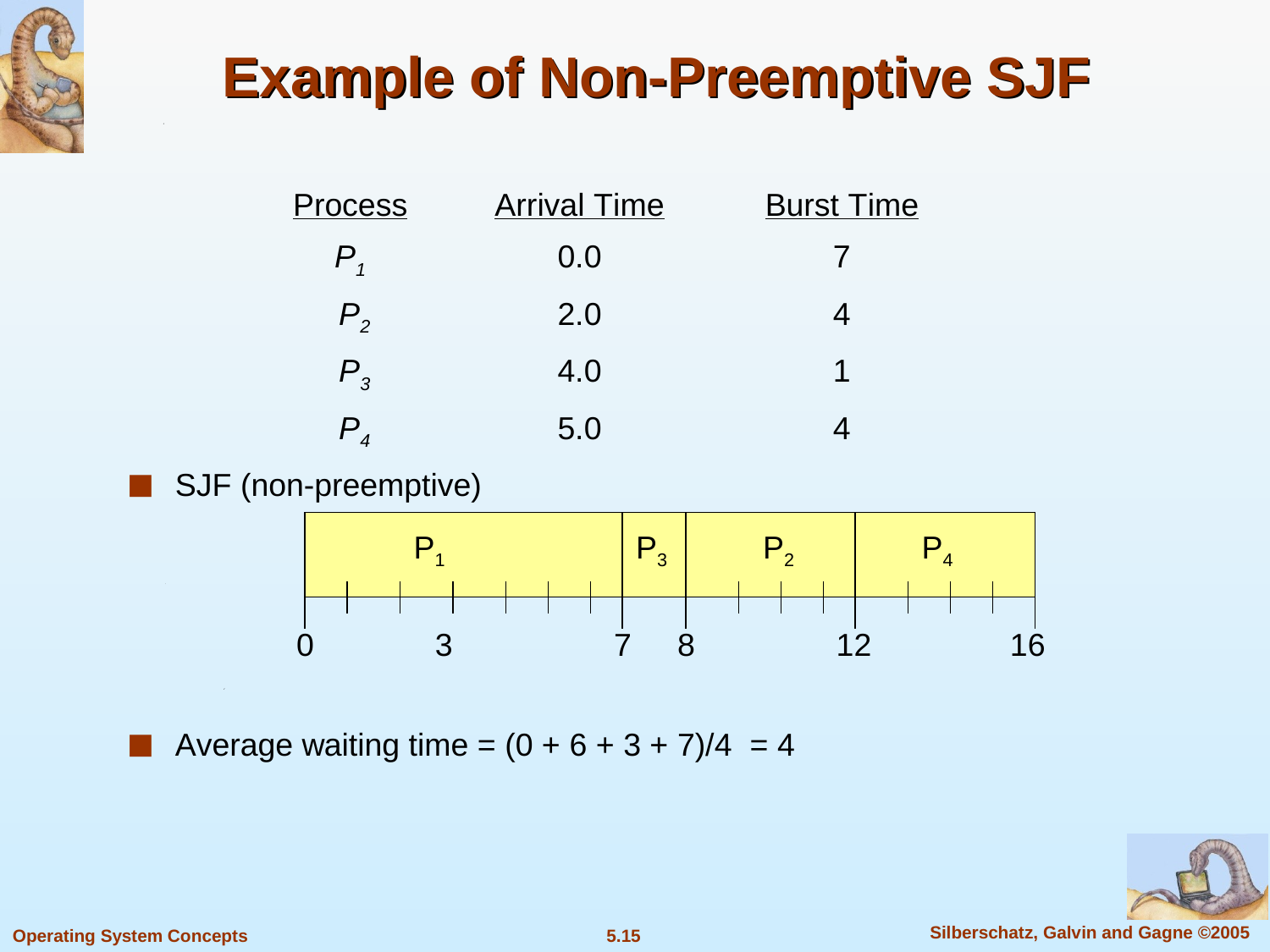# Example of Non-Preemptive SJF

| Process | Arrival Time | Burst Time |
|---|---|---|
| $P_1$ | 0.0 | 7 |
| $P_2$ | 2.0 | 4 |
| $P_3$ | 4.0 | 1 |
| $P_4$ | 5.0 | 4 |

- SJF (non-preemptive)

| $P_1$ | $P_3$ | $P_2$ | $P_4$ |
|---|---|---|---|
| 0 – 7 | 7 – 8 | 8 – 12 | 12 – 16 |

Timeline: 0, 3, 7, 8, 12, 16

- Average waiting time = (0 + 6 + 3 + 7)/4 = 4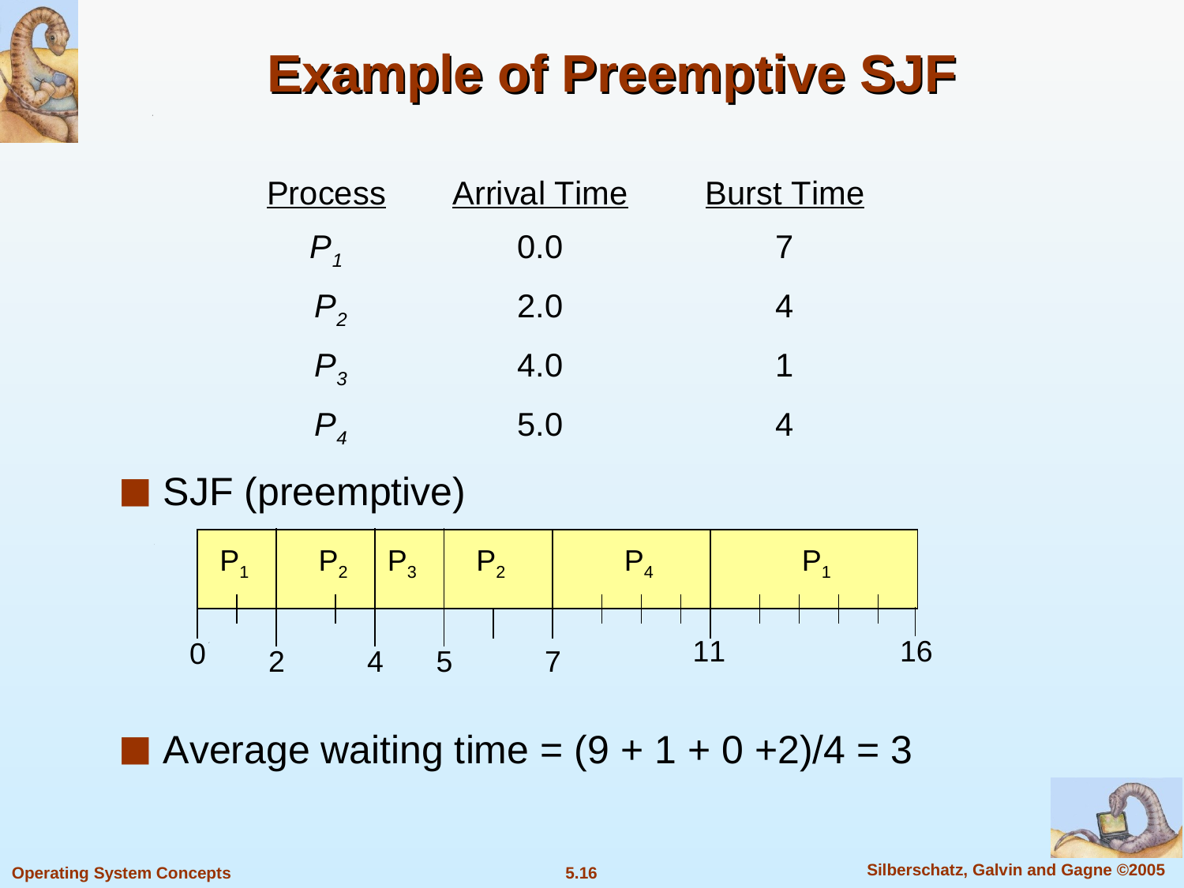# Example of Preemptive SJF

| Process | Arrival Time | Burst Time |
|---|---|---|
| $P_1$ | 0.0 | 7 |
| $P_2$ | 2.0 | 4 |
| $P_3$ | 4.0 | 1 |
| $P_4$ | 5.0 | 4 |

- SJF (preemptive)

| $P_1$ | $P_2$ | $P_3$ | $P_2$ | $P_4$ | $P_1$ |
|---|---|---|---|---|---|
| 0–2 | 2–4 | 4–5 | 5–7 | 7–11 | 11–16 |

- Average waiting time = (9 + 1 + 0 +2)/4 = 3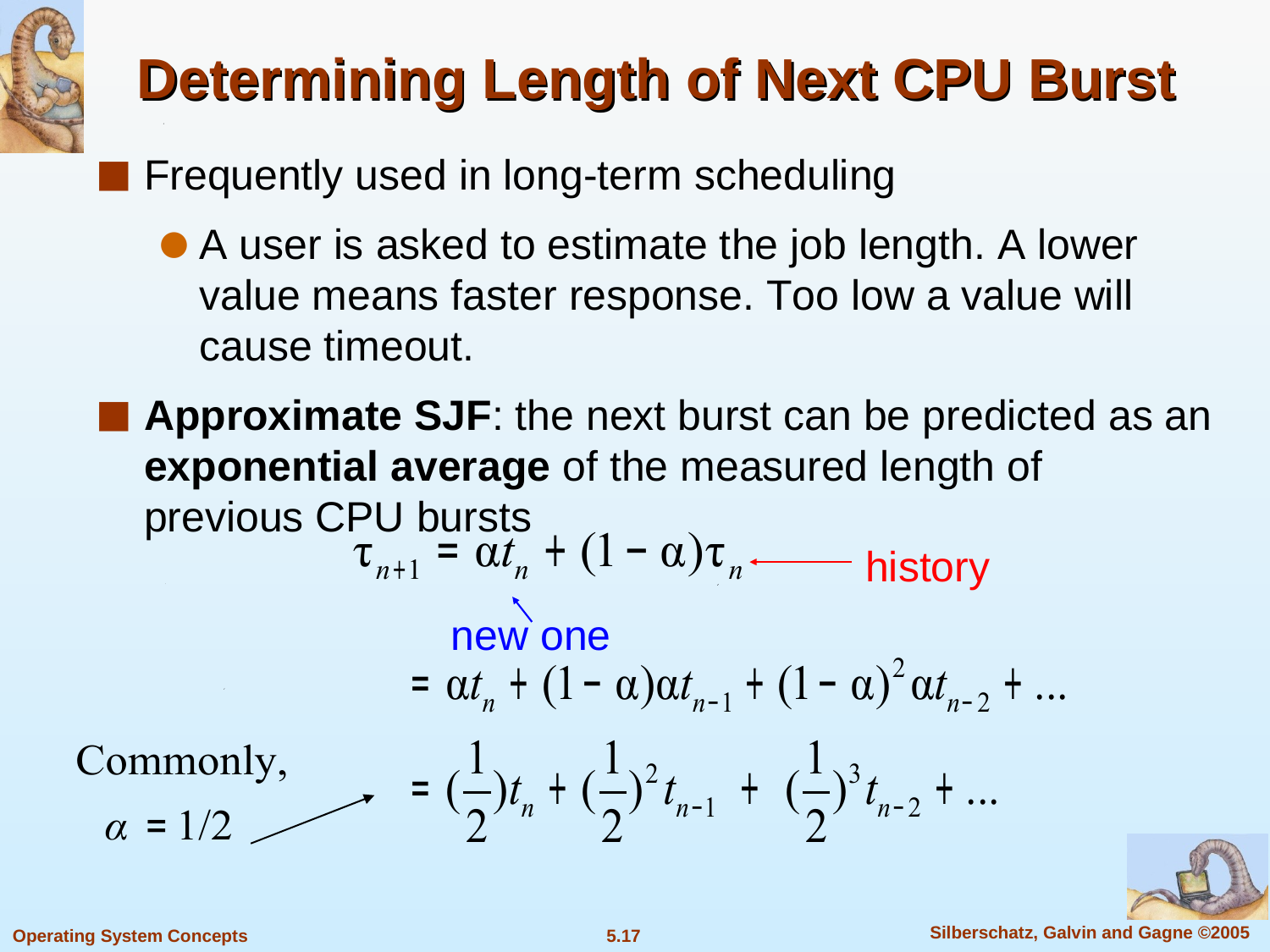# Determining Length of Next CPU Burst

- Frequently used in long-term scheduling
  - A user is asked to estimate the job length. A lower value means faster response. Too low a value will cause timeout.
- **Approximate SJF**: the next burst can be predicted as an **exponential average** of the measured length of previous CPU bursts

$$\tau_{n+1} = \alpha t_n + (1-\alpha)\tau_n$$

($\tau_n$ ← history; $t_n$ ← new one)

$$= \alpha t_n + (1-\alpha)\alpha t_{n-1} + (1-\alpha)^2 \alpha t_{n-2} + \ldots$$

Commonly, $\alpha = 1/2$ →

$$= (\frac{1}{2}) t_n + (\frac{1}{2})^2 t_{n-1} + (\frac{1}{2})^3 t_{n-2} + \ldots$$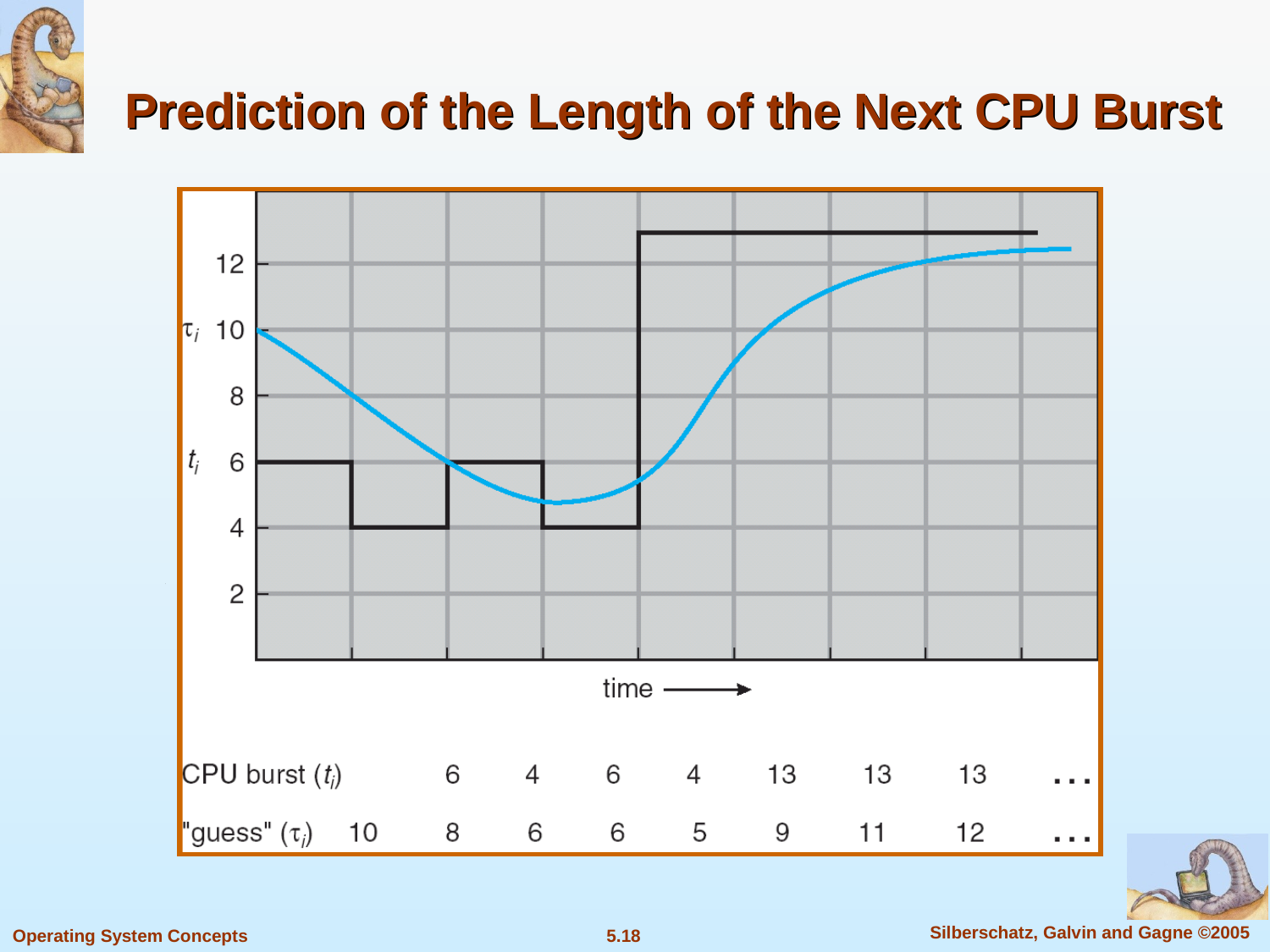# Prediction of the Length of the Next CPU Burst

| CPU burst ($t_i$) |  | 6 | 4 | 6 | 4 | 13 | 13 | 13 | ... |
|---|---|---|---|---|---|---|---|---|---|
| "guess" ($\tau_i$) | 10 | 8 | 6 | 6 | 5 | 9 | 11 | 12 | ... |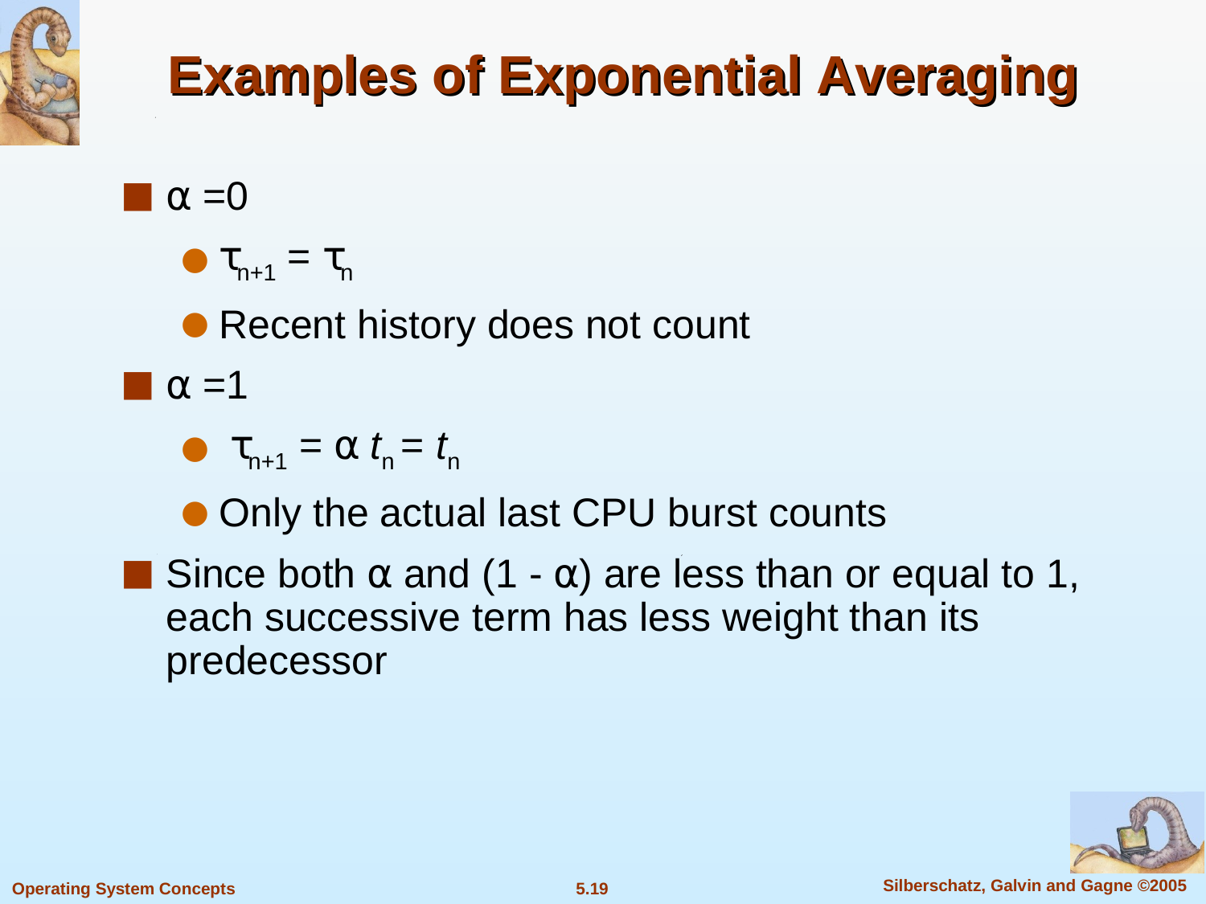# Examples of Exponential Averaging

- $\alpha = 0$
  - $\tau_{n+1} = \tau_n$
  - Recent history does not count
- $\alpha = 1$
  - $\tau_{n+1} = \alpha\, t_n = t_n$
  - Only the actual last CPU burst counts
- Since both $\alpha$ and $(1 - \alpha)$ are less than or equal to 1, each successive term has less weight than its predecessor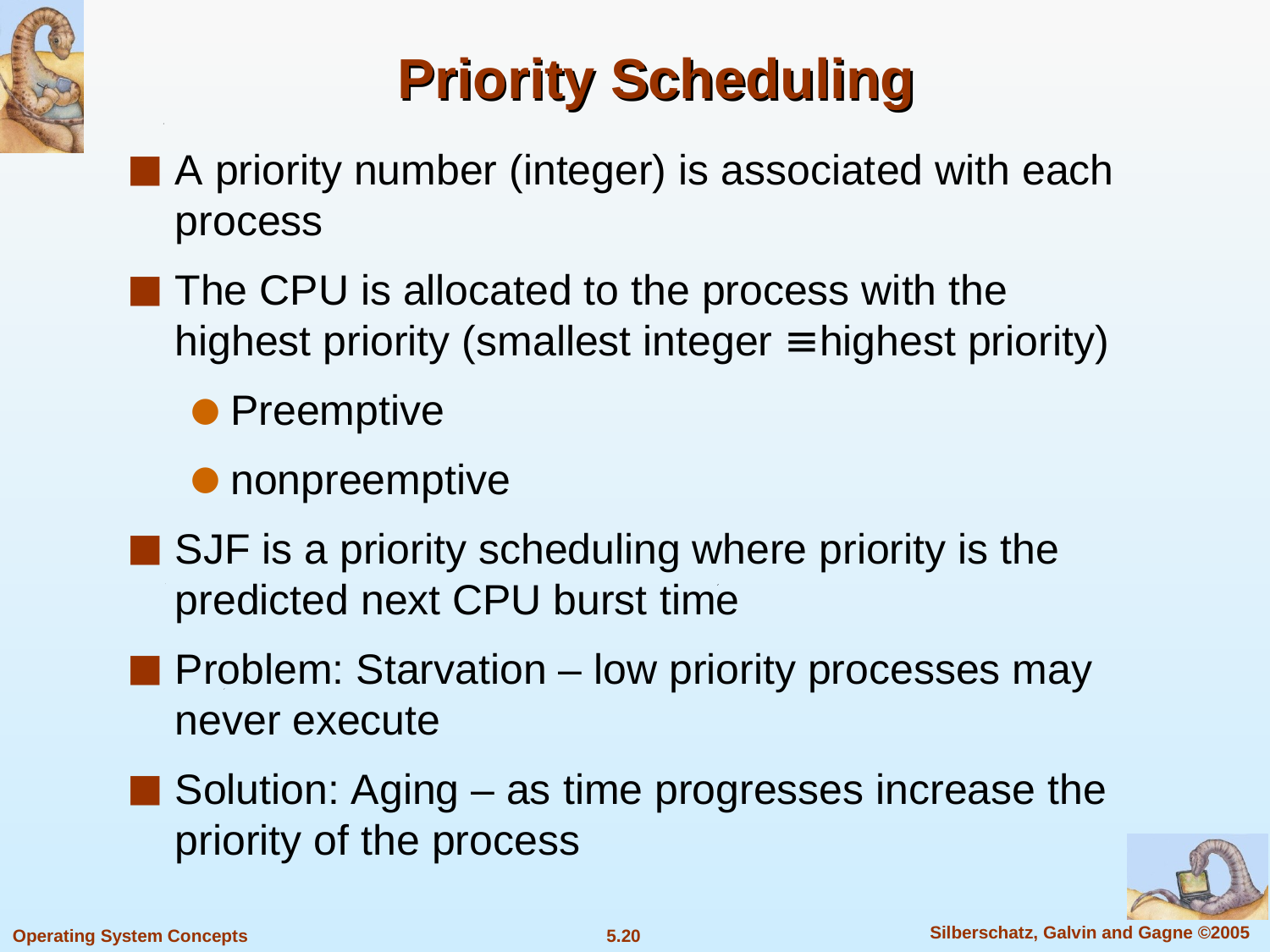# Priority Scheduling

- A priority number (integer) is associated with each process
- The CPU is allocated to the process with the highest priority (smallest integer ≡ highest priority)
  - Preemptive
  - nonpreemptive
- SJF is a priority scheduling where priority is the predicted next CPU burst time
- Problem: Starvation – low priority processes may never execute
- Solution: Aging – as time progresses increase the priority of the process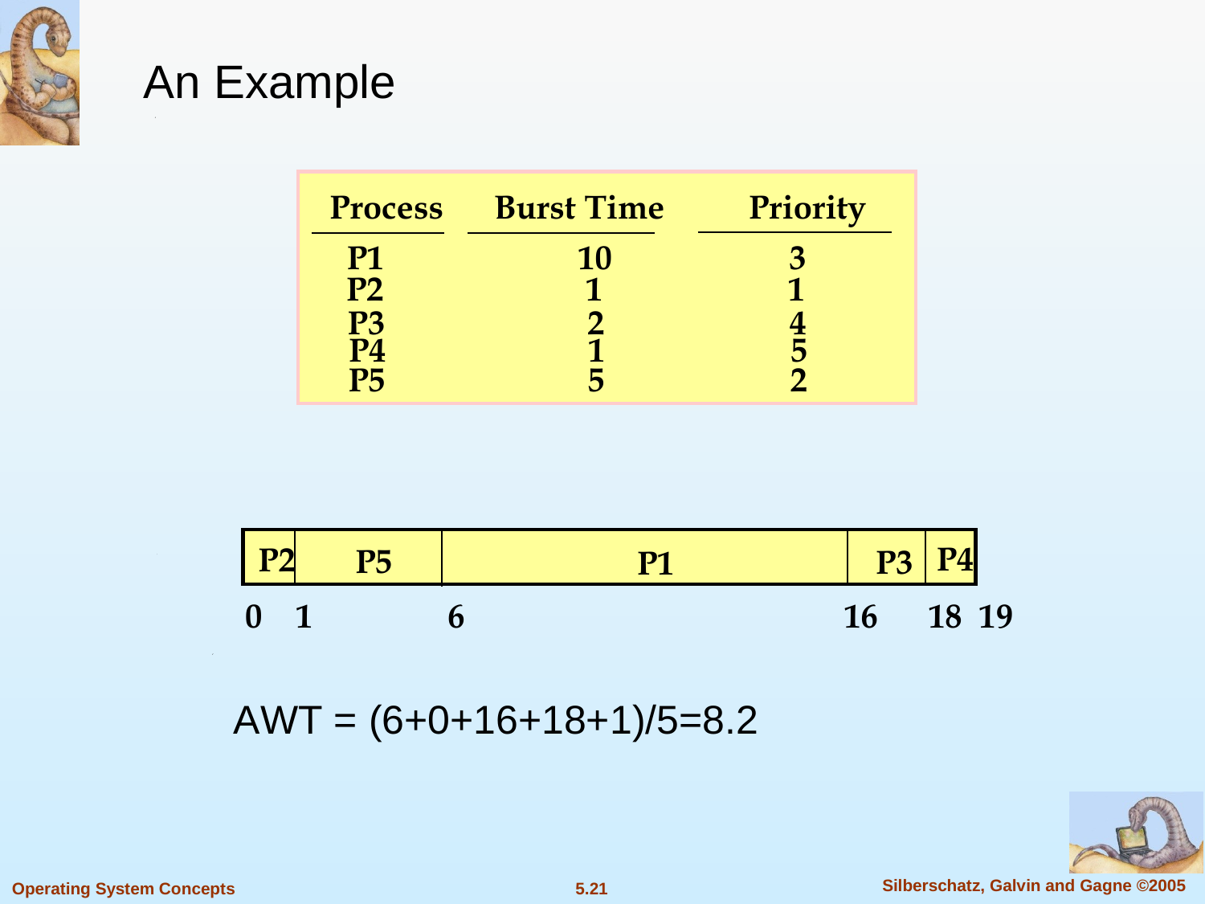# An Example

| Process | Burst Time | Priority |
|---|---|---|
| P1 | 10 | 3 |
| P2 | 1 | 1 |
| P3 | 2 | 4 |
| P4 | 1 | 5 |
| P5 | 5 | 2 |

| P2 | P5 | P1 | P3 | P4 |
|---|---|---|---|---|
| 0–1 | 1–6 | 6–16 | 16–18 | 18–19 |

AWT = (6+0+16+18+1)/5=8.2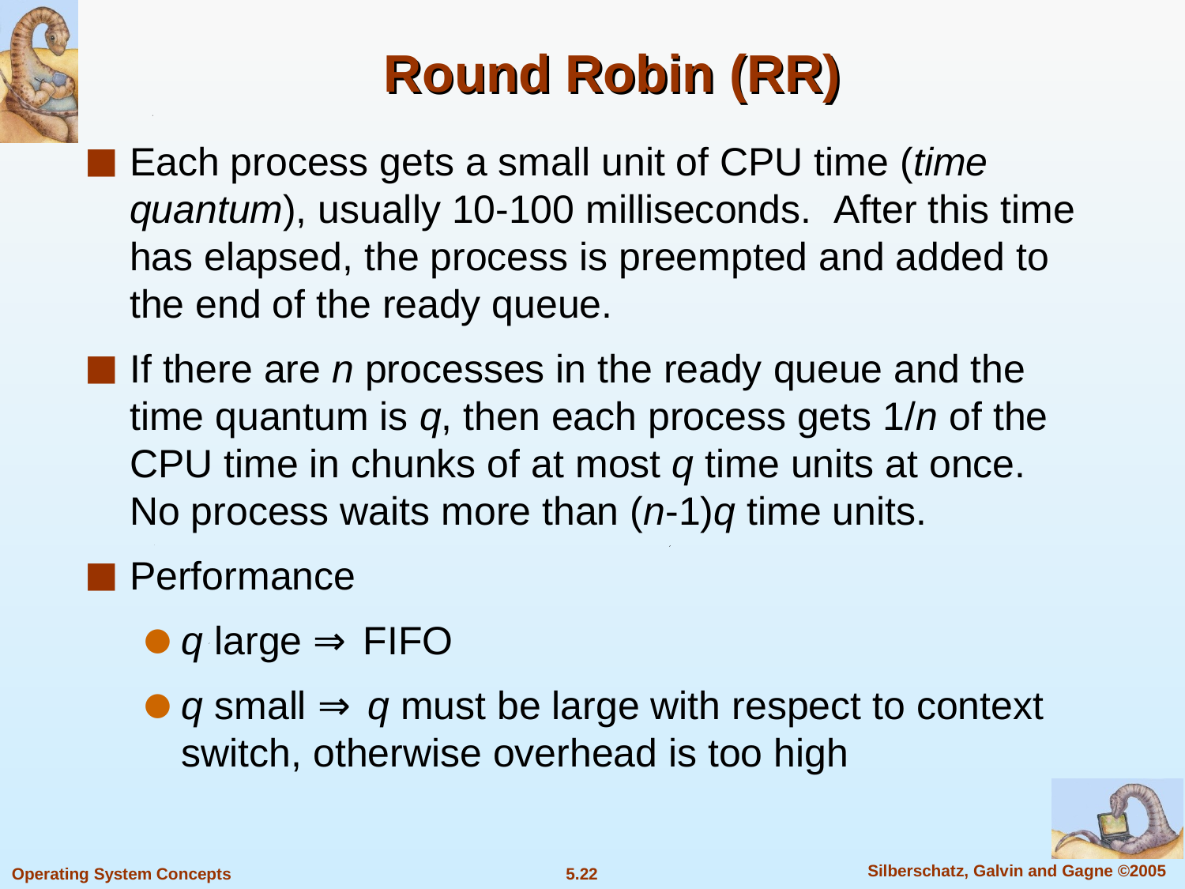# Round Robin (RR)

- Each process gets a small unit of CPU time (*time quantum*), usually 10-100 milliseconds. After this time has elapsed, the process is preempted and added to the end of the ready queue.
- If there are $n$ processes in the ready queue and the time quantum is $q$, then each process gets $1/n$ of the CPU time in chunks of at most $q$ time units at once. No process waits more than $(n-1)q$ time units.
- Performance
  - $q$ large $\Rightarrow$ FIFO
  - $q$ small $\Rightarrow$ $q$ must be large with respect to context switch, otherwise overhead is too high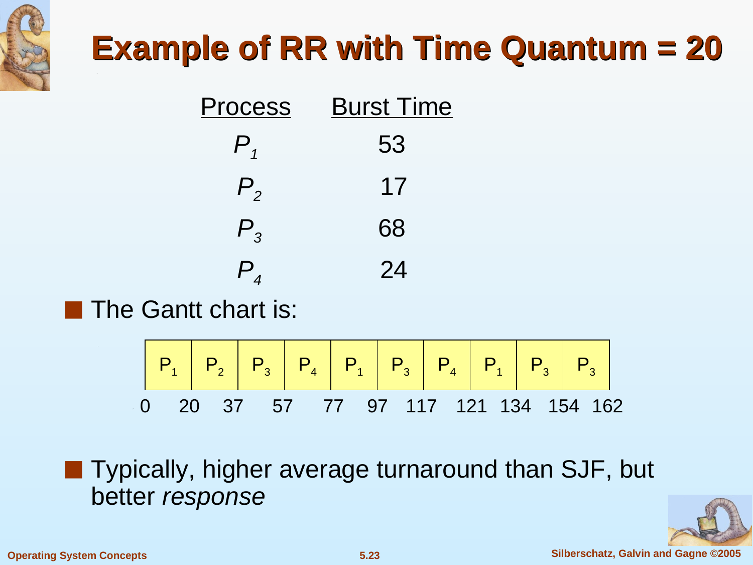# Example of RR with Time Quantum = 20

| Process | Burst Time |
|---|---|
| $P_1$ | 53 |
| $P_2$ | 17 |
| $P_3$ | 68 |
| $P_4$ | 24 |

- The Gantt chart is:

| $P_1$ | $P_2$ | $P_3$ | $P_4$ | $P_1$ | $P_3$ | $P_4$ | $P_1$ | $P_3$ | $P_3$ |
|---|---|---|---|---|---|---|---|---|---|
| 0–20 | 20–37 | 37–57 | 57–77 | 77–97 | 97–117 | 117–121 | 121–134 | 134–154 | 154–162 |

0 20 37 57 77 97 117 121 134 154 162

- Typically, higher average turnaround than SJF, but better *response*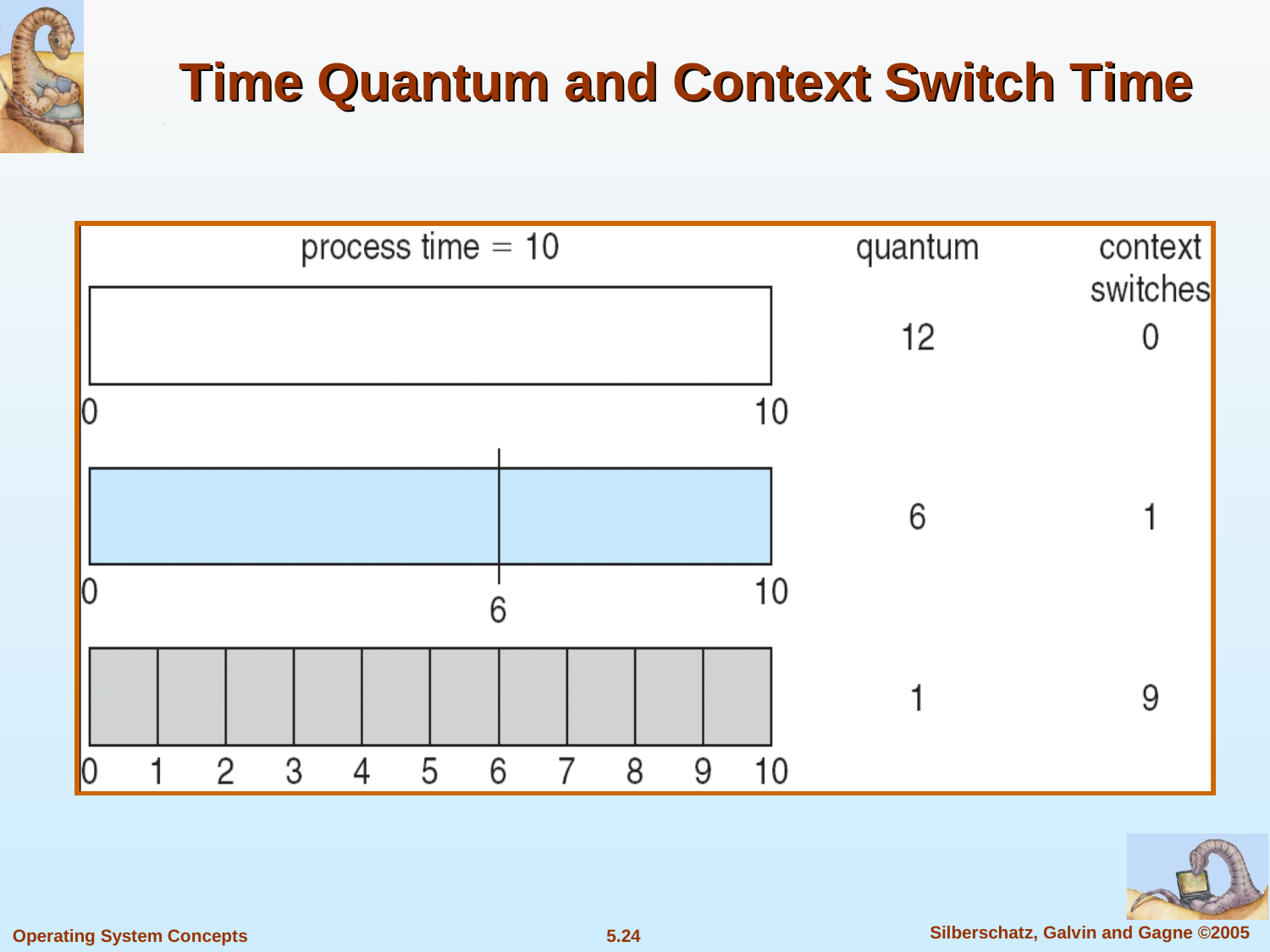# Time Quantum and Context Switch Time

process time = 10

| quantum | context switches |
|---|---|
| 12 | 0 |
| 6 | 1 |
| 1 | 9 |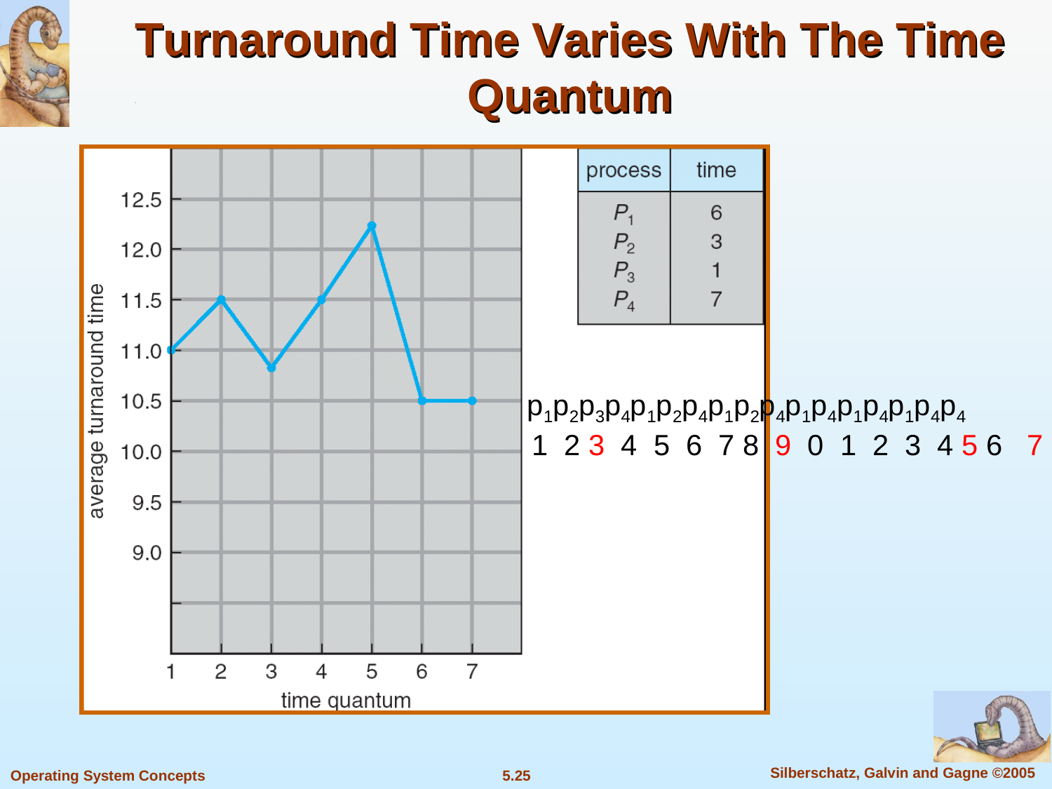# Turnaround Time Varies With The Time Quantum

| process | time |
|---|---|
| $P_1$ | 6 |
| $P_2$ | 3 |
| $P_3$ | 1 |
| $P_4$ | 7 |

average turnaround time vs. time quantum:

| time quantum | 1 | 2 | 3 | 4 | 5 | 6 | 7 |
|---|---|---|---|---|---|---|---|
| average turnaround time | 11.0 | 11.5 | 10.75 | 11.5 | 12.25 | 10.5 | 10.5 |

$p_1 p_2 p_3 p_4 p_1 p_2 p_4 p_1 p_2 p_4 p_1 p_4 p_1 p_4 p_1 p_4 p_4$

1 2 3 4 5 6 7 8 9 0 1 2 3 4 5 6 7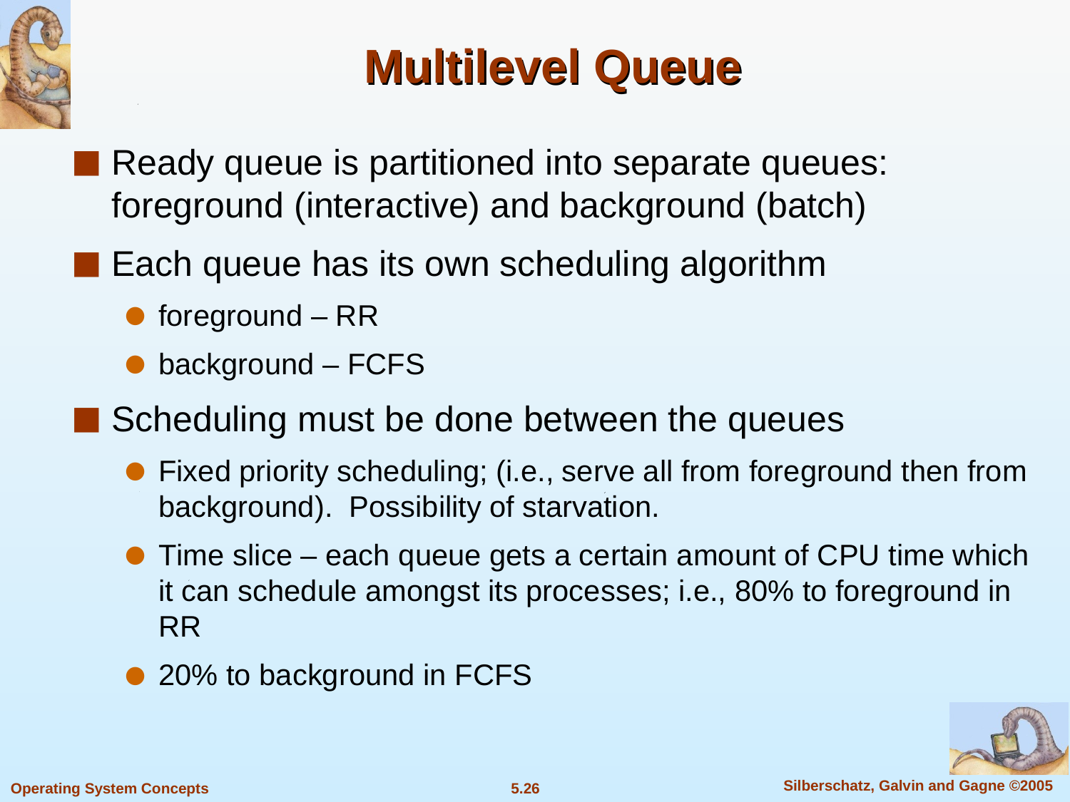# Multilevel Queue

- Ready queue is partitioned into separate queues: foreground (interactive) and background (batch)
- Each queue has its own scheduling algorithm
  - foreground – RR
  - background – FCFS
- Scheduling must be done between the queues
  - Fixed priority scheduling; (i.e., serve all from foreground then from background). Possibility of starvation.
  - Time slice – each queue gets a certain amount of CPU time which it can schedule amongst its processes; i.e., 80% to foreground in RR
  - 20% to background in FCFS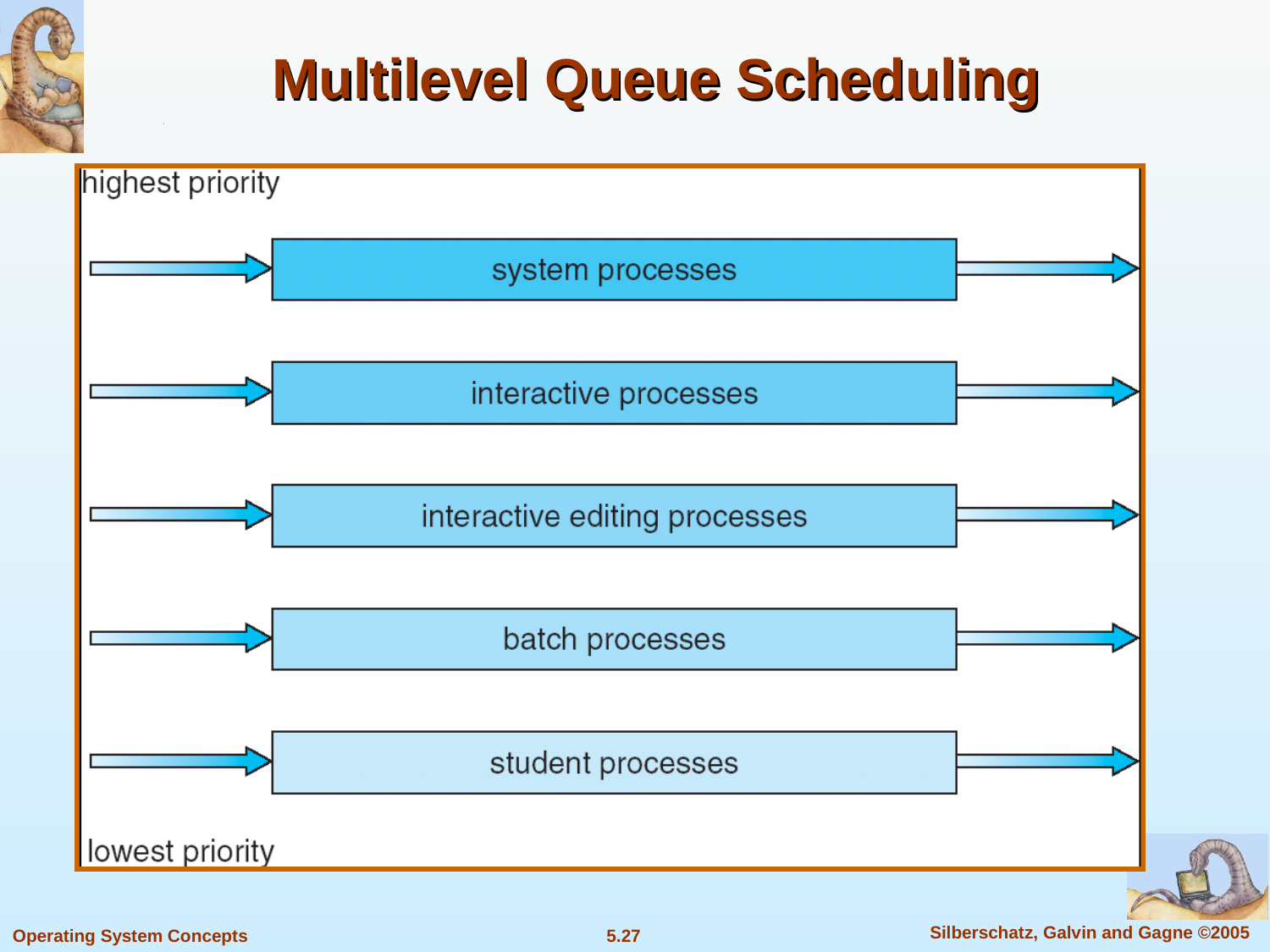# Multilevel Queue Scheduling

highest priority

system processes

interactive processes

interactive editing processes

batch processes

student processes

lowest priority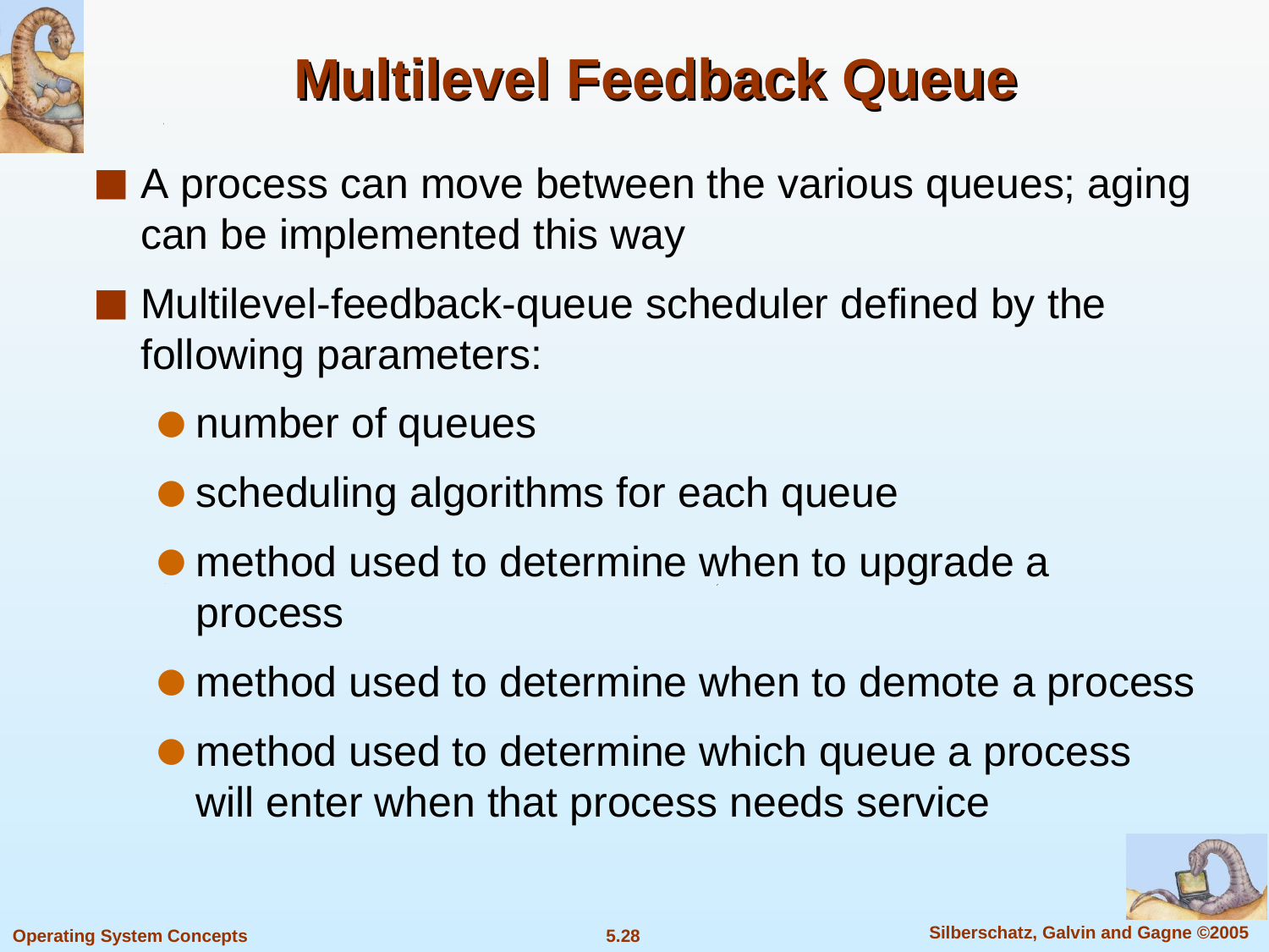# Multilevel Feedback Queue

- A process can move between the various queues; aging can be implemented this way
- Multilevel-feedback-queue scheduler defined by the following parameters:
  - number of queues
  - scheduling algorithms for each queue
  - method used to determine when to upgrade a process
  - method used to determine when to demote a process
  - method used to determine which queue a process will enter when that process needs service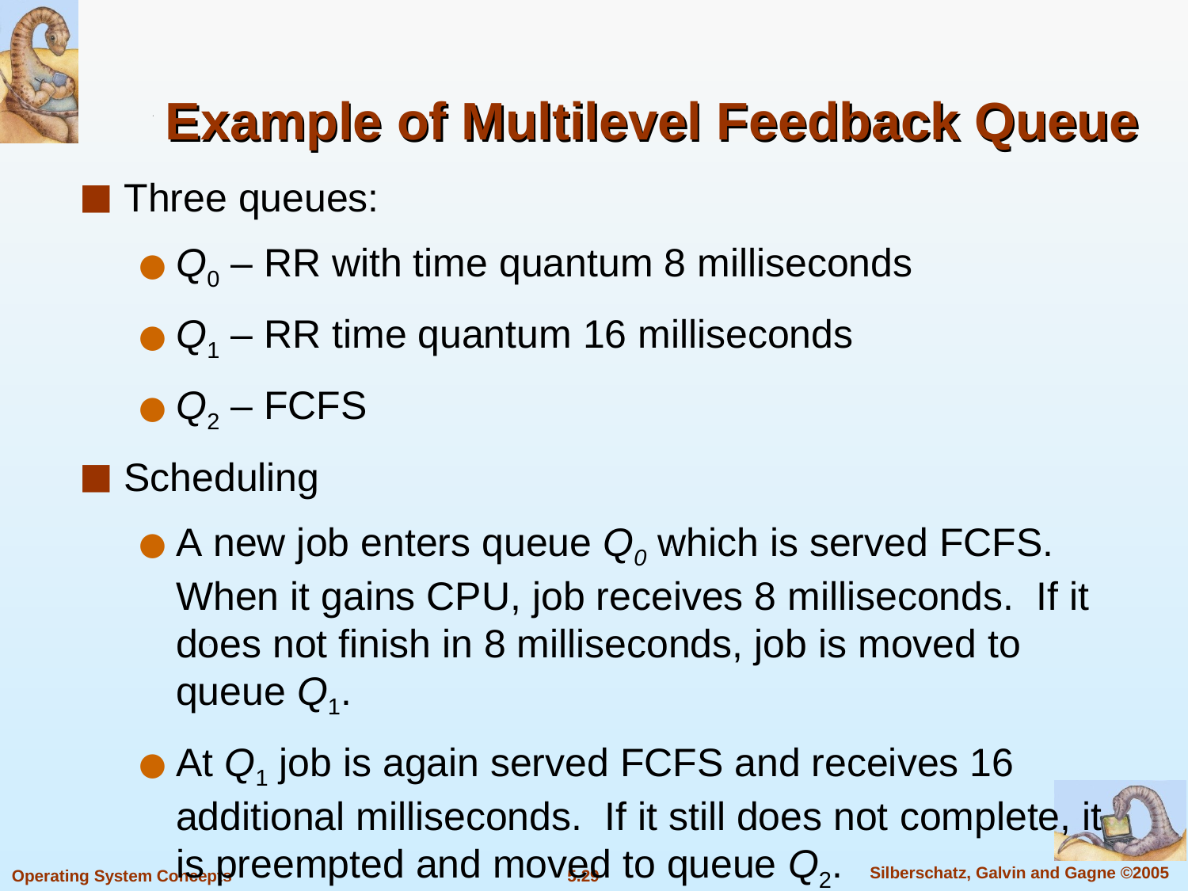# Example of Multilevel Feedback Queue

- Three queues:
  - $Q_0$ – RR with time quantum 8 milliseconds
  - $Q_1$ – RR time quantum 16 milliseconds
  - $Q_2$ – FCFS
- Scheduling
  - A new job enters queue $Q_0$ which is served FCFS. When it gains CPU, job receives 8 milliseconds. If it does not finish in 8 milliseconds, job is moved to queue $Q_1$.
  - At $Q_1$ job is again served FCFS and receives 16 additional milliseconds. If it still does not complete, it is preempted and moved to queue $Q_2$.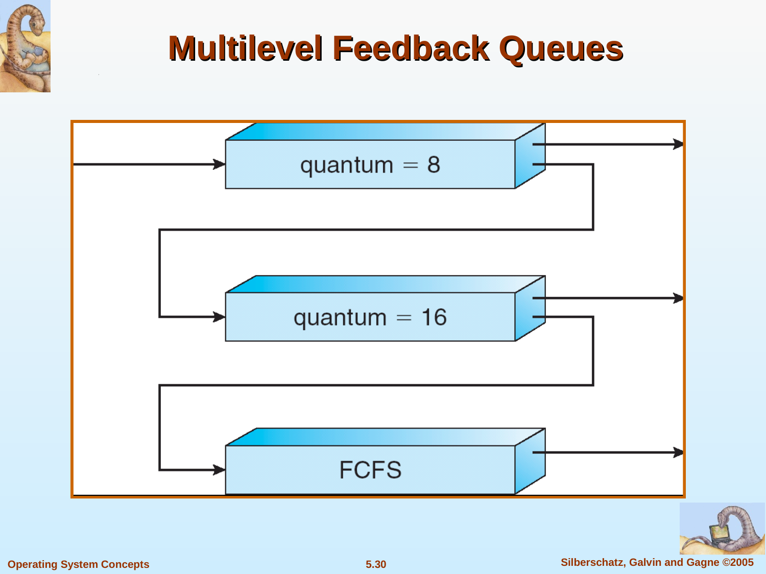# Multilevel Feedback Queues

quantum = 8

quantum = 16

FCFS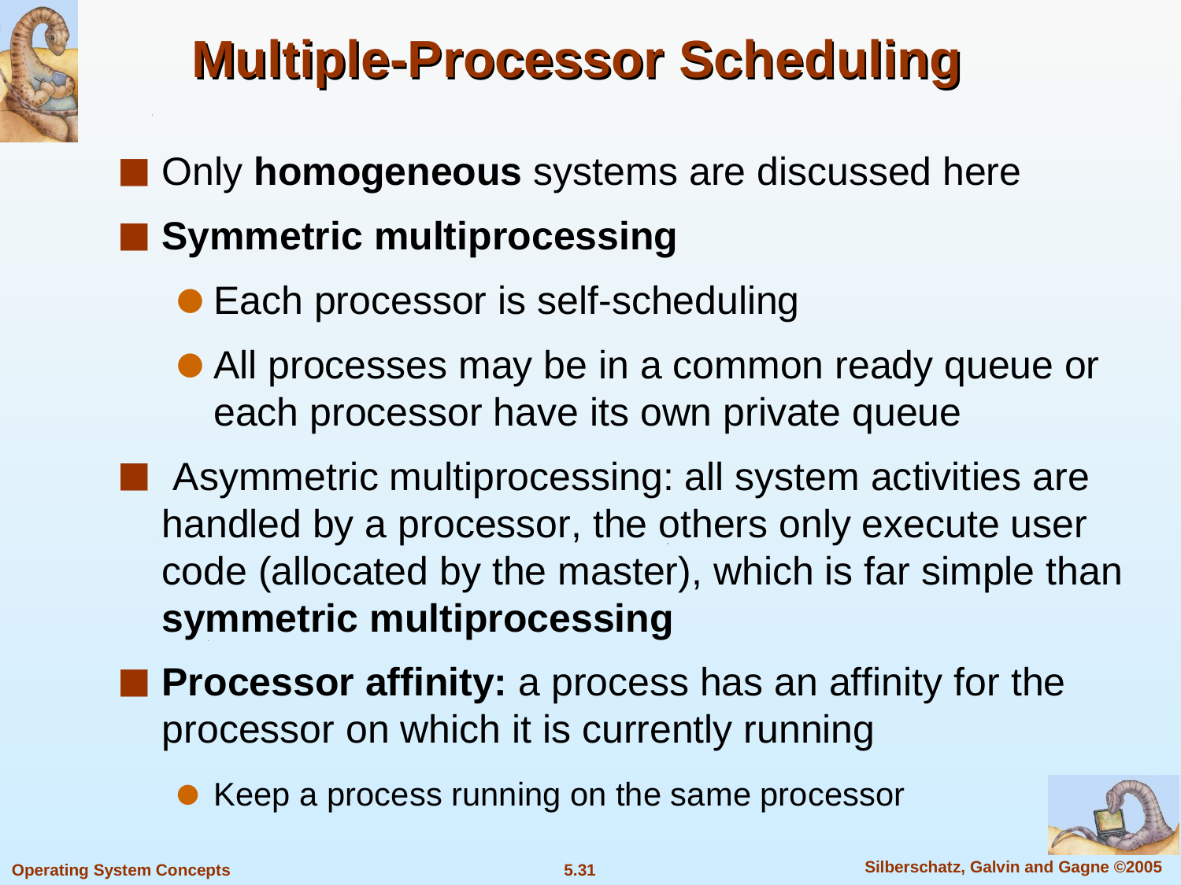# Multiple-Processor Scheduling

- Only **homogeneous** systems are discussed here
- **Symmetric multiprocessing**
  - Each processor is self-scheduling
  - All processes may be in a common ready queue or each processor have its own private queue
- Asymmetric multiprocessing: all system activities are handled by a processor, the others only execute user code (allocated by the master), which is far simple than **symmetric multiprocessing**
- **Processor affinity:** a process has an affinity for the processor on which it is currently running
  - Keep a process running on the same processor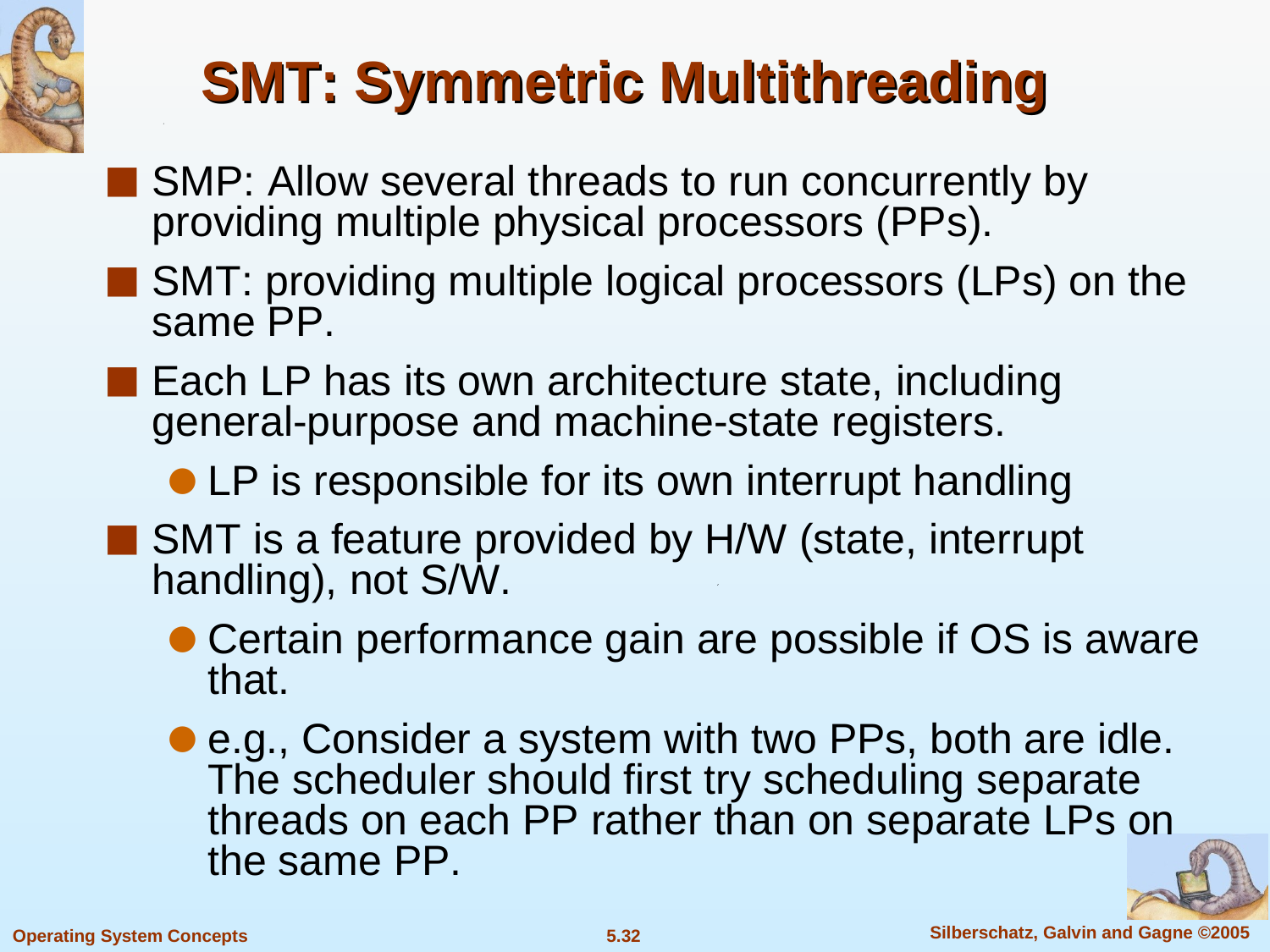# SMT: Symmetric Multithreading

- SMP: Allow several threads to run concurrently by providing multiple physical processors (PPs).
- SMT: providing multiple logical processors (LPs) on the same PP.
- Each LP has its own architecture state, including general-purpose and machine-state registers.
  - LP is responsible for its own interrupt handling
- SMT is a feature provided by H/W (state, interrupt handling), not S/W.
  - Certain performance gain are possible if OS is aware that.
  - e.g., Consider a system with two PPs, both are idle. The scheduler should first try scheduling separate threads on each PP rather than on separate LPs on the same PP.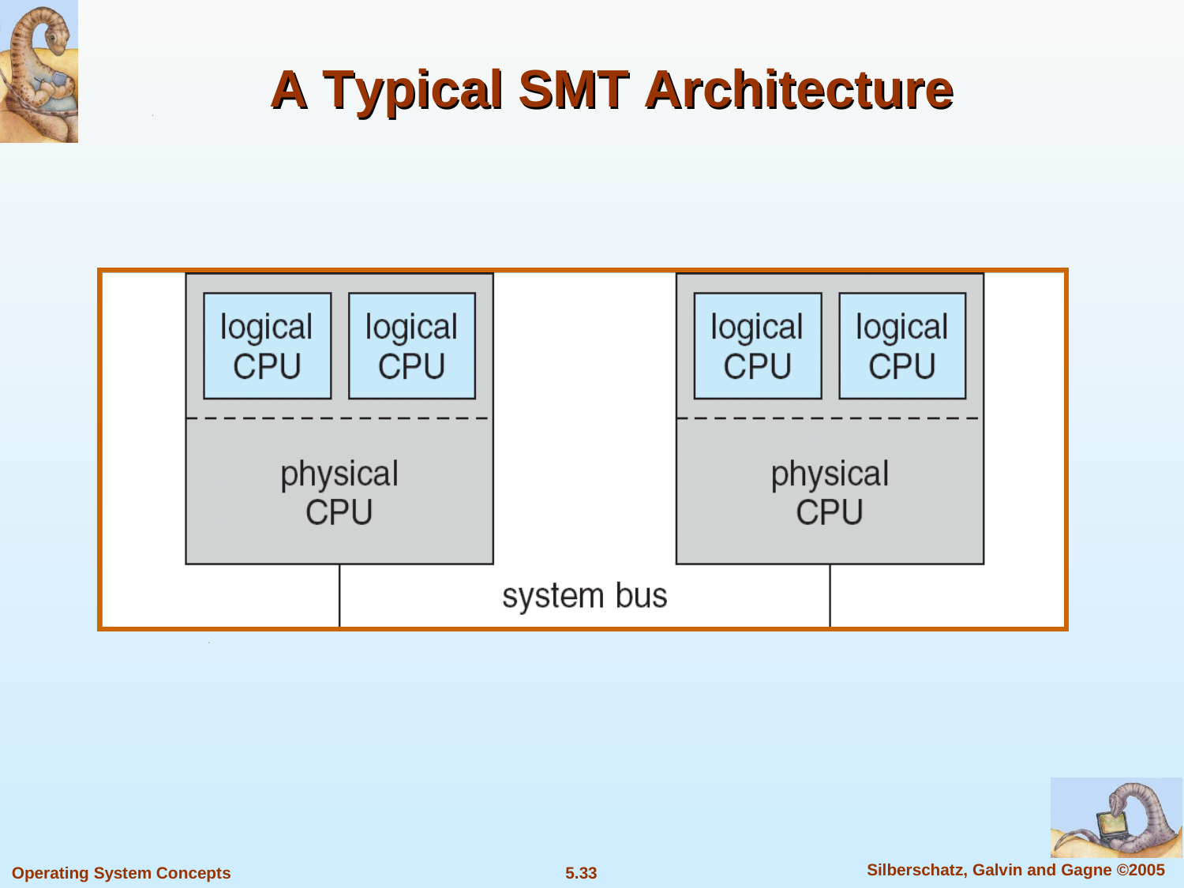# A Typical SMT Architecture

logical CPU | logical CPU | logical CPU | logical CPU

physical CPU | physical CPU

system bus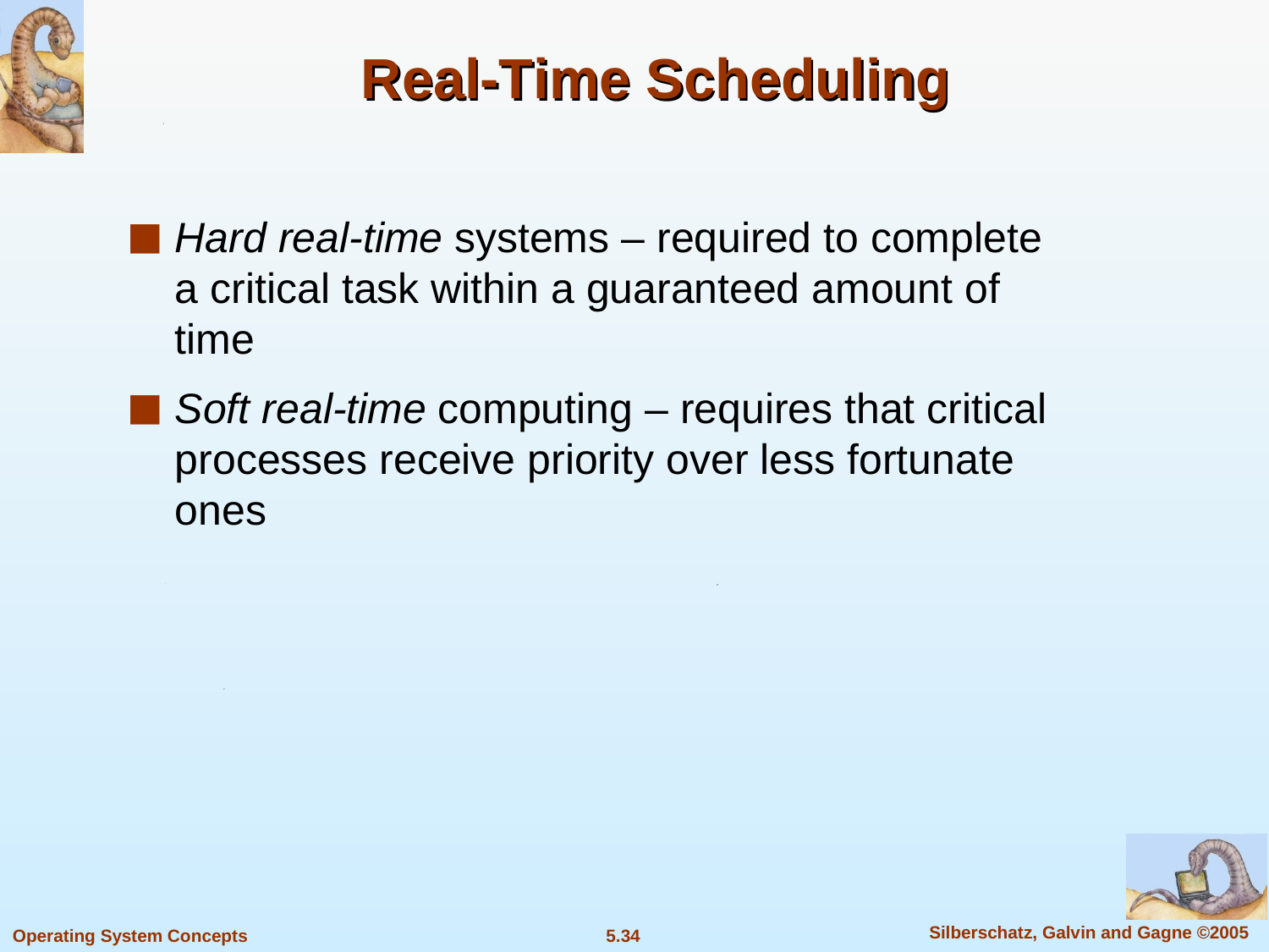# Real-Time Scheduling

- *Hard real-time* systems – required to complete a critical task within a guaranteed amount of time
- *Soft real-time* computing – requires that critical processes receive priority over less fortunate ones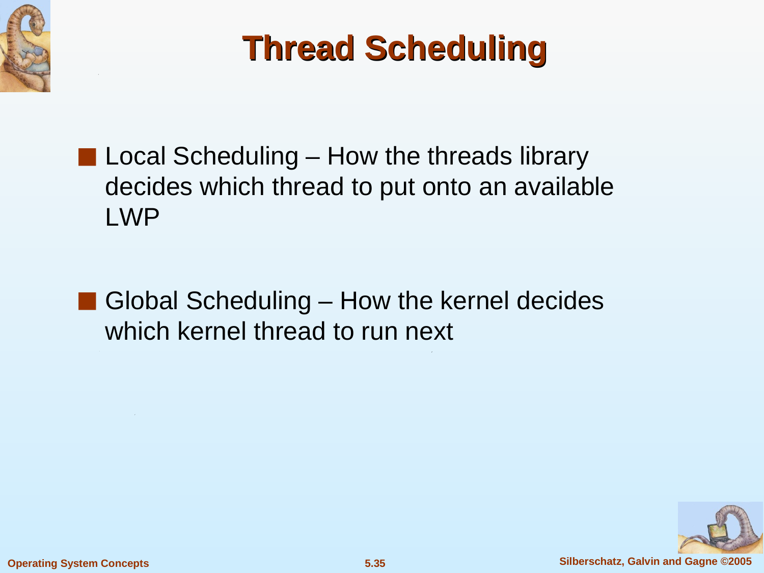# Thread Scheduling

- Local Scheduling – How the threads library decides which thread to put onto an available LWP

- Global Scheduling – How the kernel decides which kernel thread to run next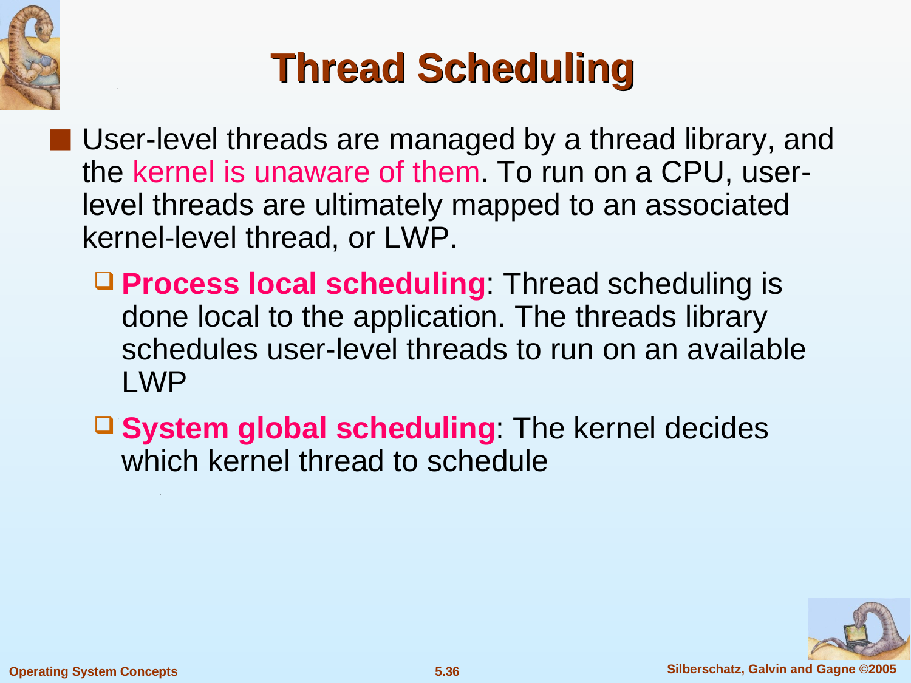# Thread Scheduling

- User-level threads are managed by a thread library, and the kernel is unaware of them. To run on a CPU, user-level threads are ultimately mapped to an associated kernel-level thread, or LWP.
  - **Process local scheduling**: Thread scheduling is done local to the application. The threads library schedules user-level threads to run on an available LWP
  - **System global scheduling**: The kernel decides which kernel thread to schedule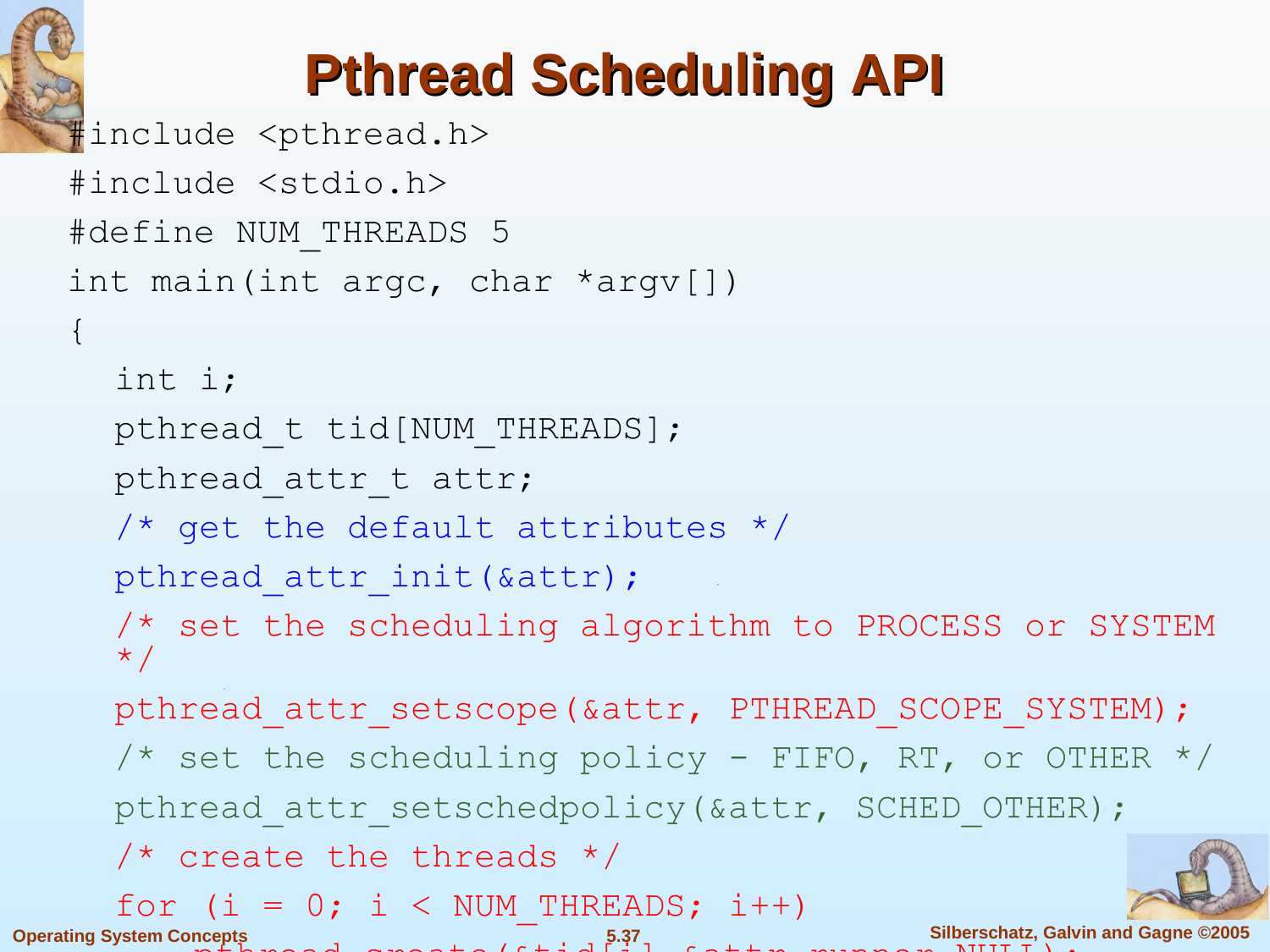# Pthread Scheduling API

```
#include <pthread.h>
#include <stdio.h>
#define NUM_THREADS 5
int main(int argc, char *argv[])
{
   int i;
   pthread_t tid[NUM_THREADS];
   pthread_attr_t attr;
   /* get the default attributes */
   pthread_attr_init(&attr);
   /* set the scheduling algorithm to PROCESS or SYSTEM
   */
   pthread_attr_setscope(&attr, PTHREAD_SCOPE_SYSTEM);
   /* set the scheduling policy - FIFO, RT, or OTHER */
   pthread_attr_setschedpolicy(&attr, SCHED_OTHER);
   /* create the threads */
   for (i = 0; i < NUM_THREADS; i++)
      pthread_create(&tid[i],&attr,runner,NULL);
```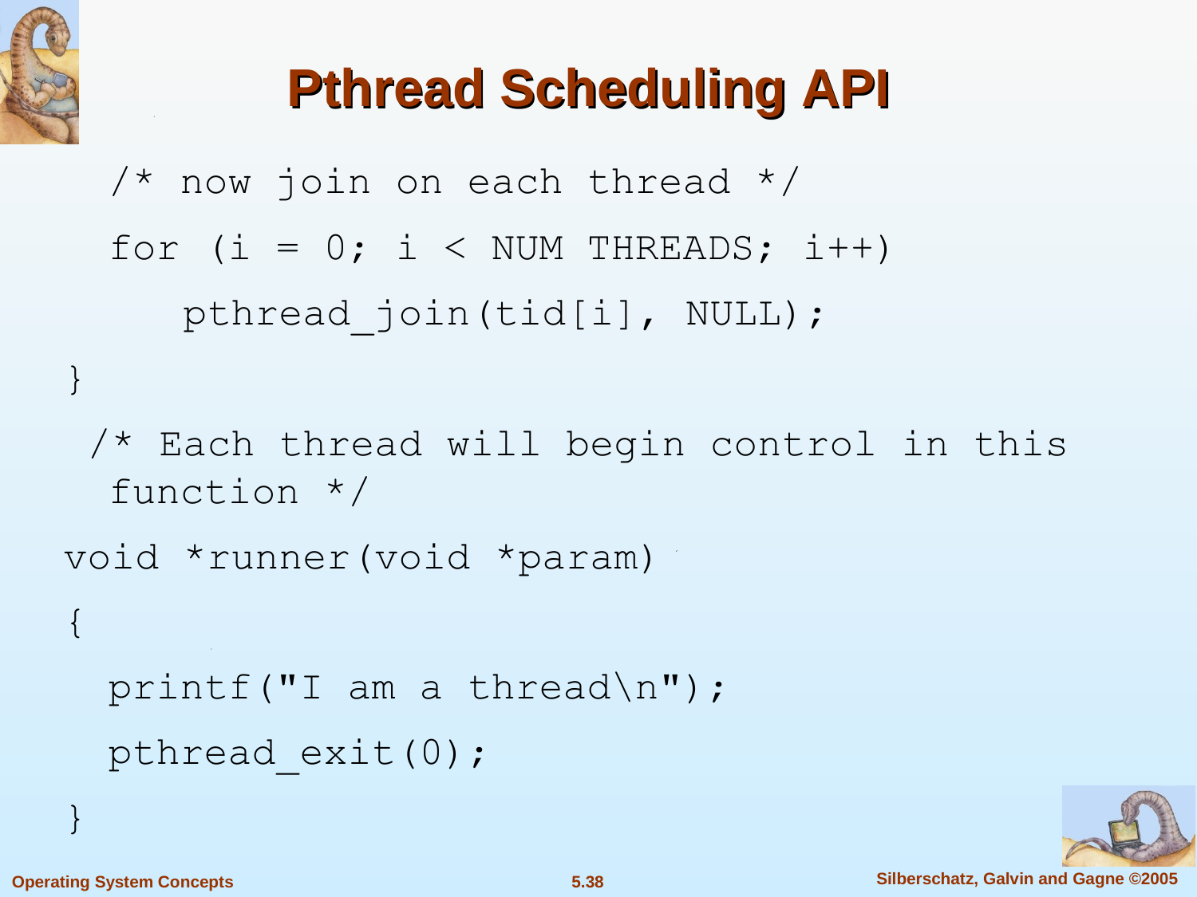# Pthread Scheduling API

```
    /* now join on each thread */
    for (i = 0; i < NUM THREADS; i++)
        pthread_join(tid[i], NULL);
}
 /* Each thread will begin control in this
    function */
void *runner(void *param)
{
   printf("I am a thread\n");
   pthread_exit(0);
}
```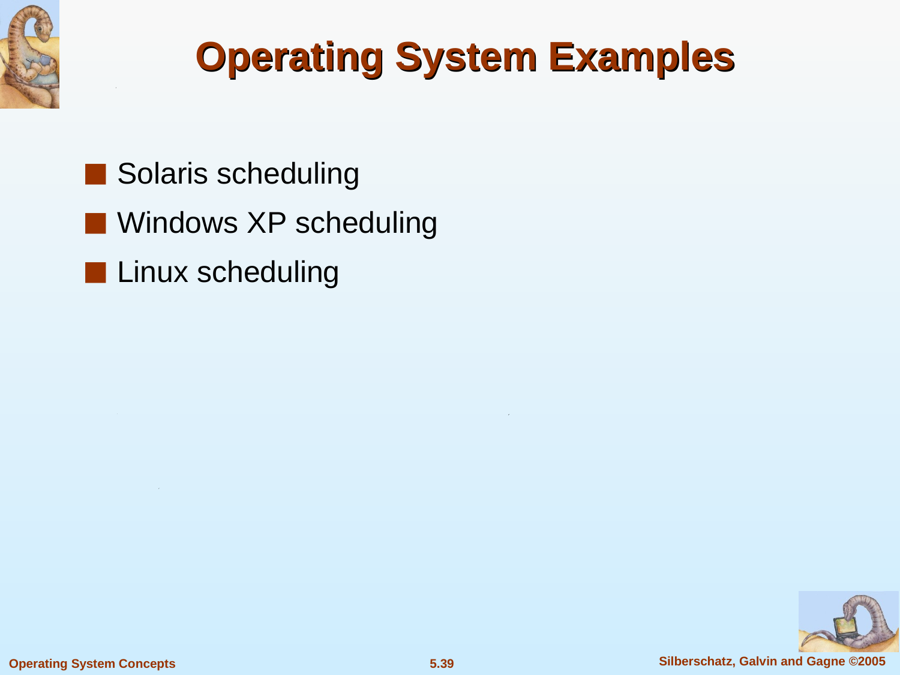# Operating System Examples

- Solaris scheduling
- Windows XP scheduling
- Linux scheduling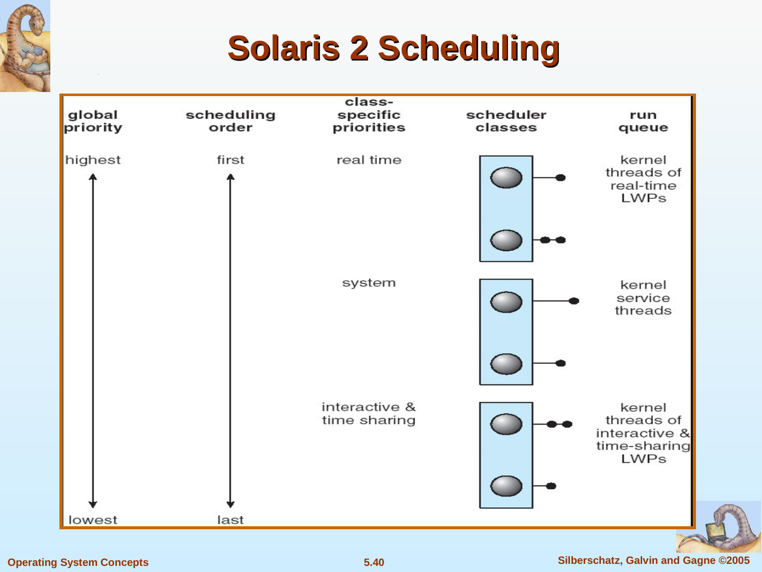# Solaris 2 Scheduling

| global priority | scheduling order | class-specific priorities | scheduler classes | run queue |
| --- | --- | --- | --- | --- |
| highest | first | real time | | kernel threads of real-time LWPs |
| | | system | | kernel service threads |
| | | interactive & time sharing | | kernel threads of interactive & time-sharing LWPs |
| lowest | last | | | |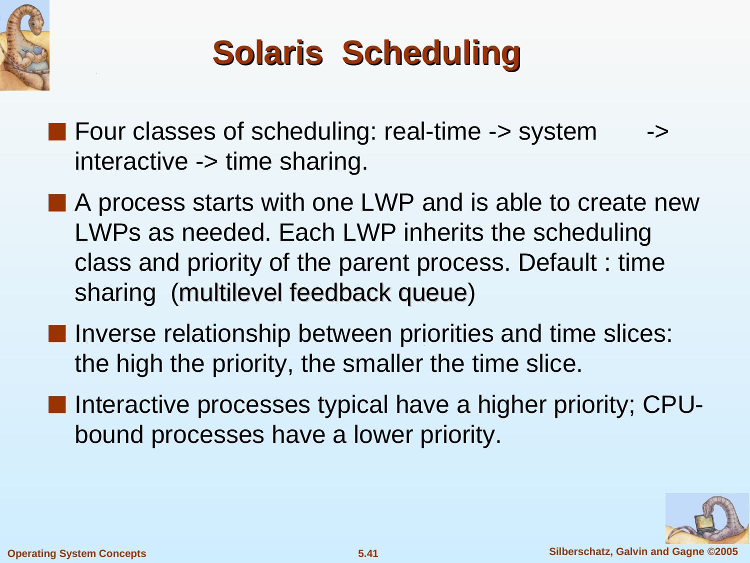# Solaris Scheduling

- Four classes of scheduling: real-time -> system -> interactive -> time sharing.
- A process starts with one LWP and is able to create new LWPs as needed. Each LWP inherits the scheduling class and priority of the parent process. Default : time sharing (multilevel feedback queue)
- Inverse relationship between priorities and time slices: the high the priority, the smaller the time slice.
- Interactive processes typical have a higher priority; CPU-bound processes have a lower priority.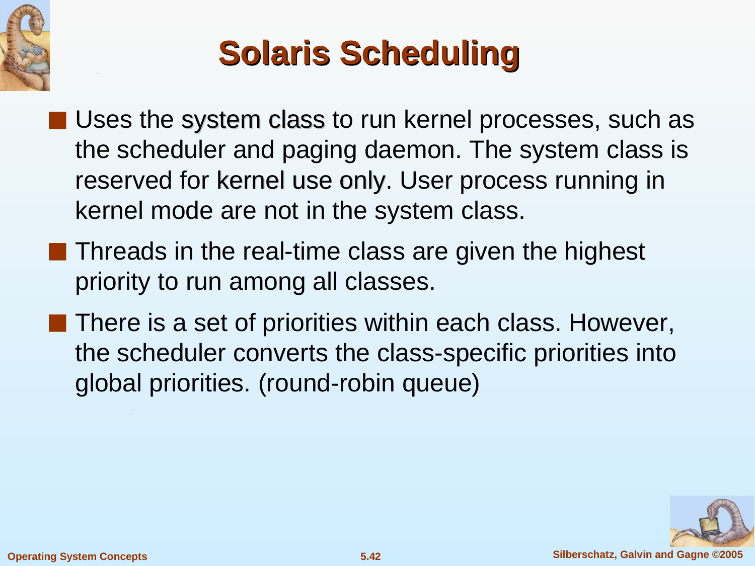# Solaris Scheduling

- Uses the system class to run kernel processes, such as the scheduler and paging daemon. The system class is reserved for kernel use only. User process running in kernel mode are not in the system class.
- Threads in the real-time class are given the highest priority to run among all classes.
- There is a set of priorities within each class. However, the scheduler converts the class-specific priorities into global priorities. (round-robin queue)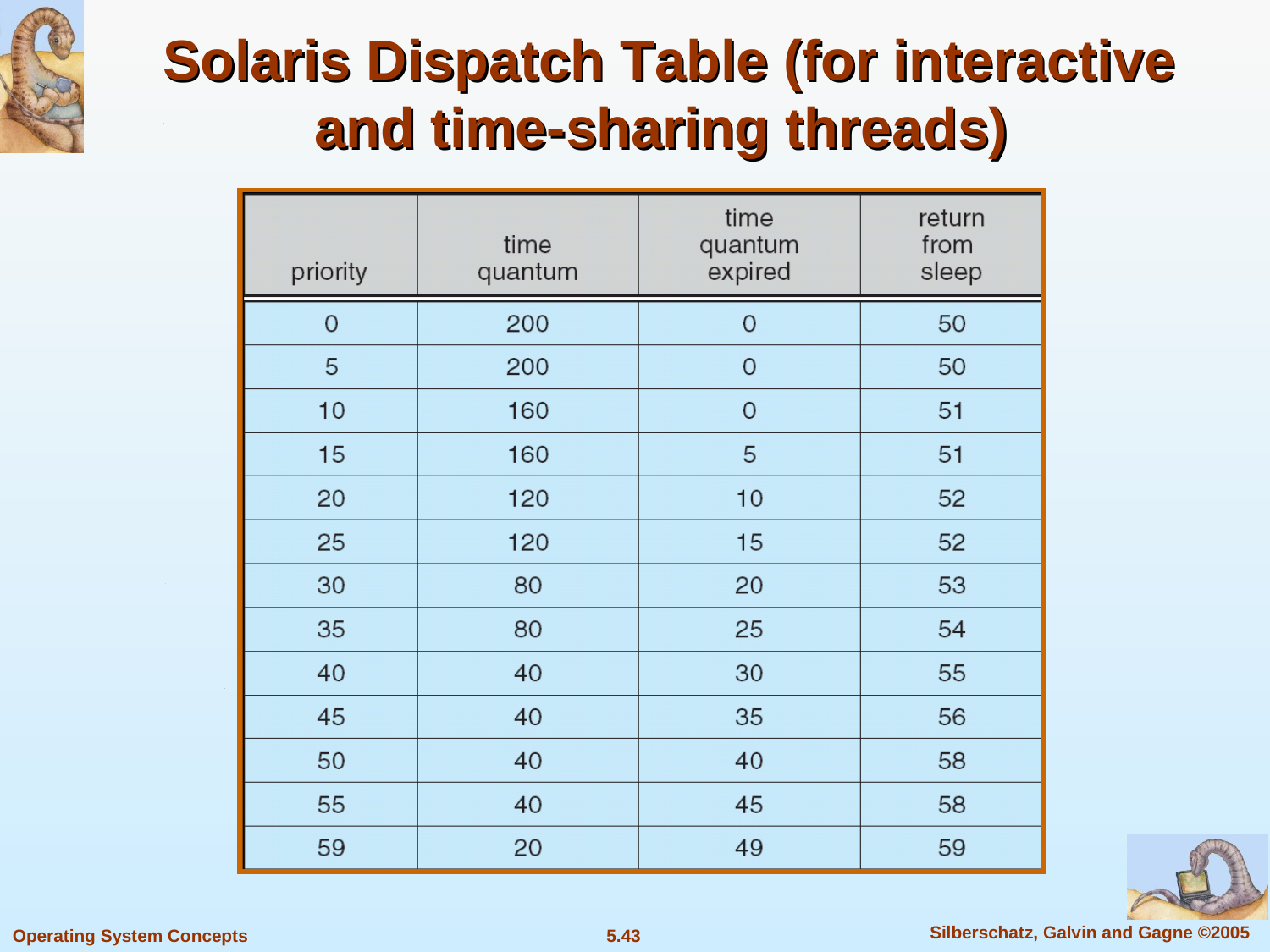# Solaris Dispatch Table (for interactive and time-sharing threads)

| priority | time quantum | time quantum expired | return from sleep |
|---|---|---|---|
| 0 | 200 | 0 | 50 |
| 5 | 200 | 0 | 50 |
| 10 | 160 | 0 | 51 |
| 15 | 160 | 5 | 51 |
| 20 | 120 | 10 | 52 |
| 25 | 120 | 15 | 52 |
| 30 | 80 | 20 | 53 |
| 35 | 80 | 25 | 54 |
| 40 | 40 | 30 | 55 |
| 45 | 40 | 35 | 56 |
| 50 | 40 | 40 | 58 |
| 55 | 40 | 45 | 58 |
| 59 | 20 | 49 | 59 |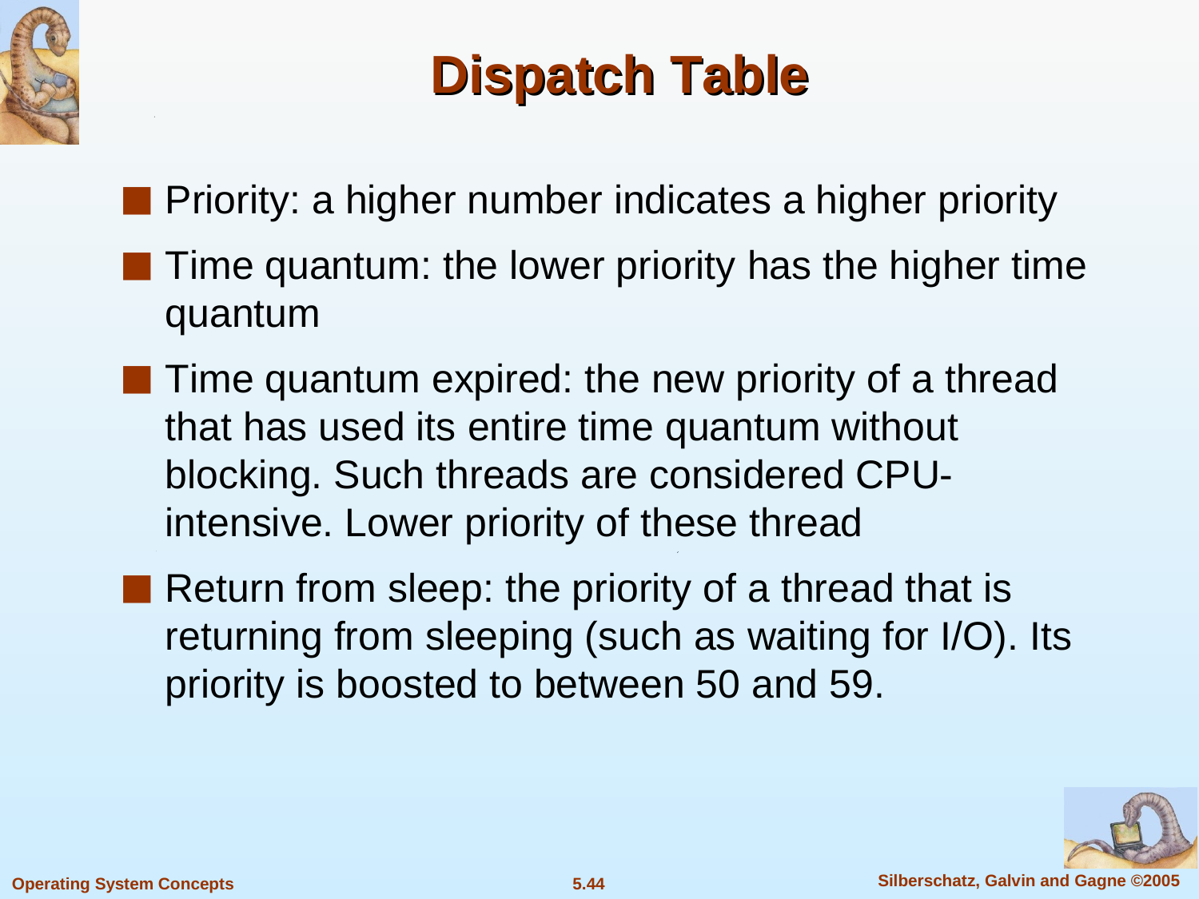# Dispatch Table

- Priority: a higher number indicates a higher priority
- Time quantum: the lower priority has the higher time quantum
- Time quantum expired: the new priority of a thread that has used its entire time quantum without blocking. Such threads are considered CPU-intensive. Lower priority of these thread
- Return from sleep: the priority of a thread that is returning from sleeping (such as waiting for I/O). Its priority is boosted to between 50 and 59.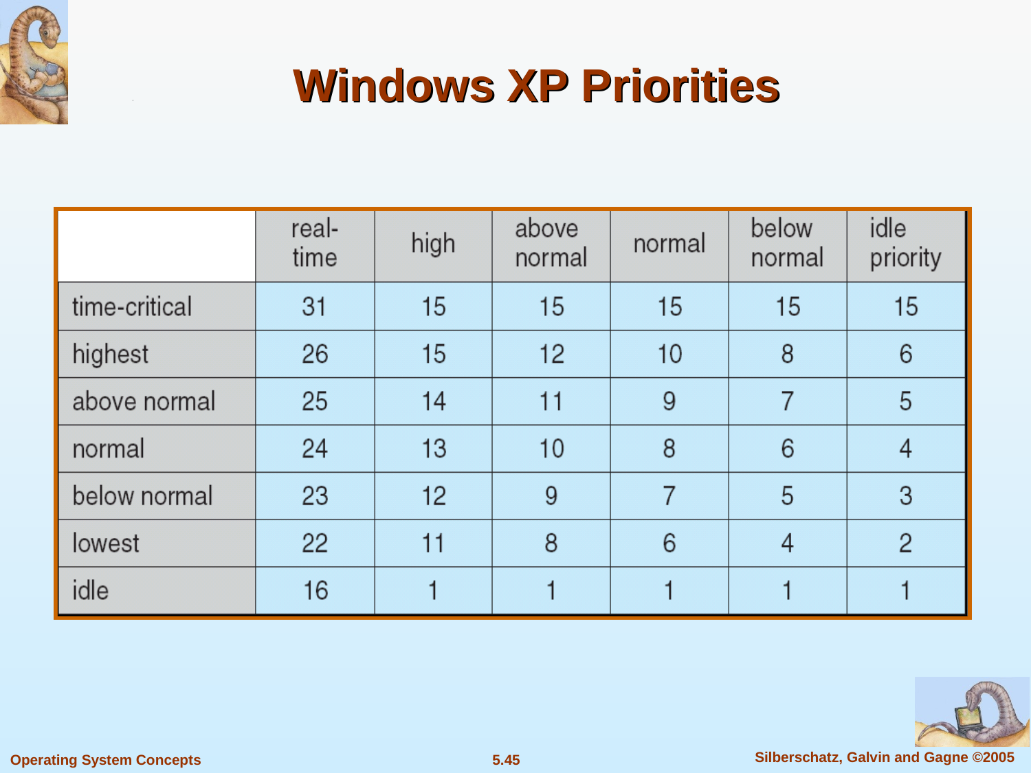# Windows XP Priorities

| | real-time | high | above normal | normal | below normal | idle priority |
|---|---|---|---|---|---|---|
| time-critical | 31 | 15 | 15 | 15 | 15 | 15 |
| highest | 26 | 15 | 12 | 10 | 8 | 6 |
| above normal | 25 | 14 | 11 | 9 | 7 | 5 |
| normal | 24 | 13 | 10 | 8 | 6 | 4 |
| below normal | 23 | 12 | 9 | 7 | 5 | 3 |
| lowest | 22 | 11 | 8 | 6 | 4 | 2 |
| idle | 16 | 1 | 1 | 1 | 1 | 1 |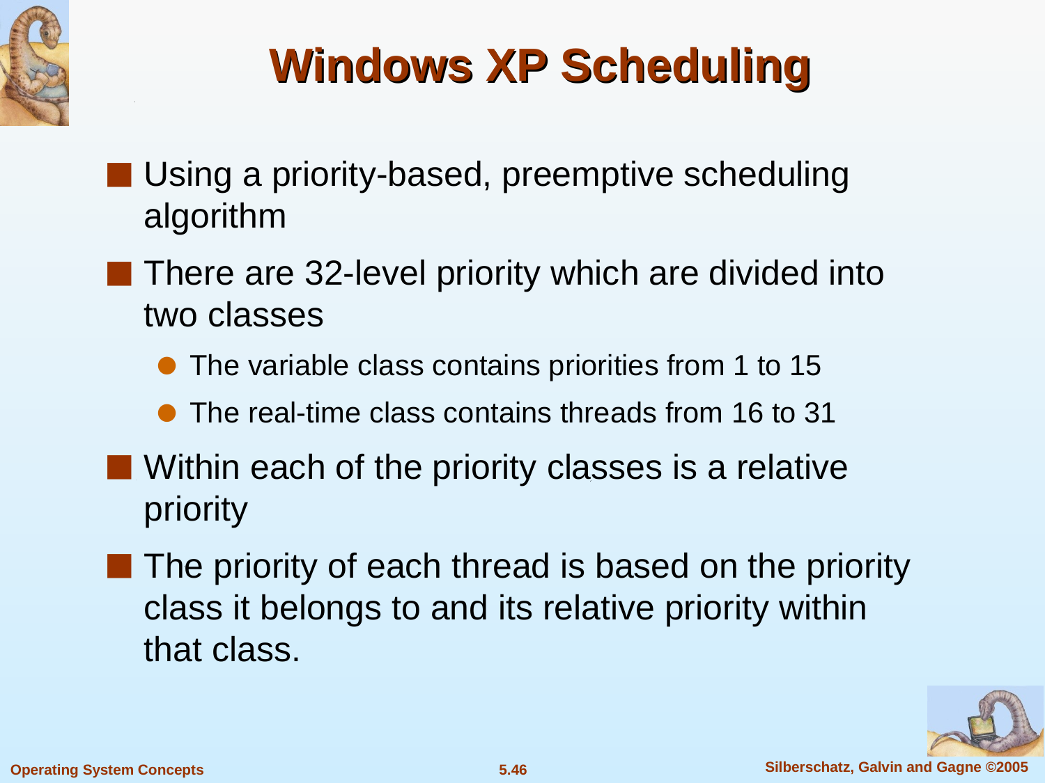# Windows XP Scheduling

- Using a priority-based, preemptive scheduling algorithm
- There are 32-level priority which are divided into two classes
  - The variable class contains priorities from 1 to 15
  - The real-time class contains threads from 16 to 31
- Within each of the priority classes is a relative priority
- The priority of each thread is based on the priority class it belongs to and its relative priority within that class.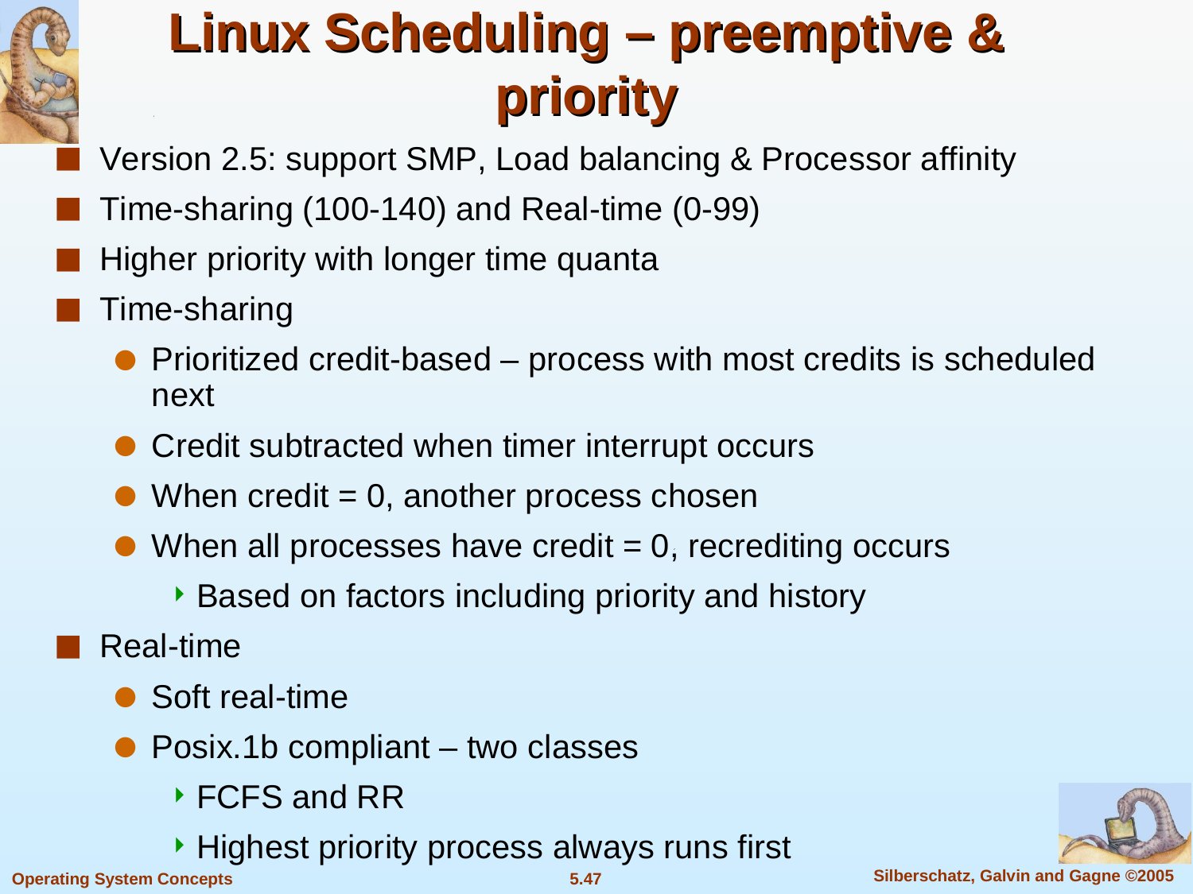# Linux Scheduling – preemptive & priority

- Version 2.5: support SMP, Load balancing & Processor affinity
- Time-sharing (100-140) and Real-time (0-99)
- Higher priority with longer time quanta
- Time-sharing
  - Prioritized credit-based – process with most credits is scheduled next
  - Credit subtracted when timer interrupt occurs
  - When credit = 0, another process chosen
  - When all processes have credit = 0, recrediting occurs
    - Based on factors including priority and history
- Real-time
  - Soft real-time
  - Posix.1b compliant – two classes
    - FCFS and RR
    - Highest priority process always runs first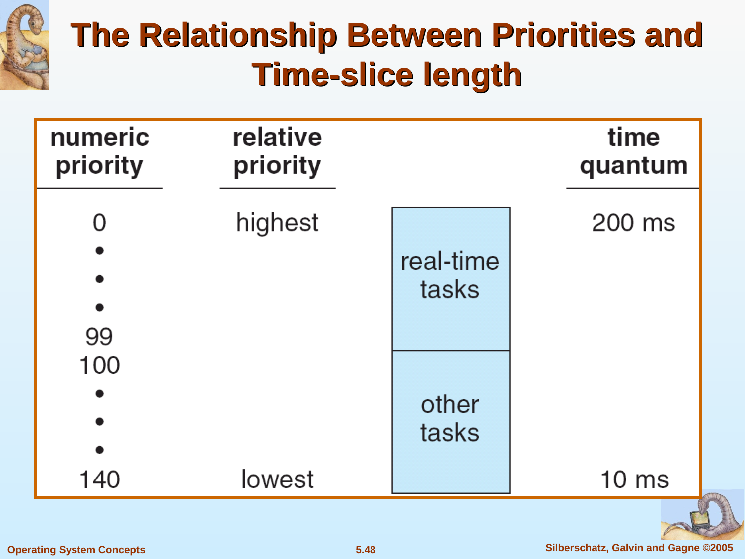# The Relationship Between Priorities and Time-slice length

| numeric priority | relative priority | | time quantum |
|---|---|---|---|
| 0 | highest | real-time tasks | 200 ms |
| • | | | |
| • | | | |
| • | | | |
| 99 | | | |
| 100 | | other tasks | |
| • | | | |
| • | | | |
| • | | | |
| 140 | lowest | | 10 ms |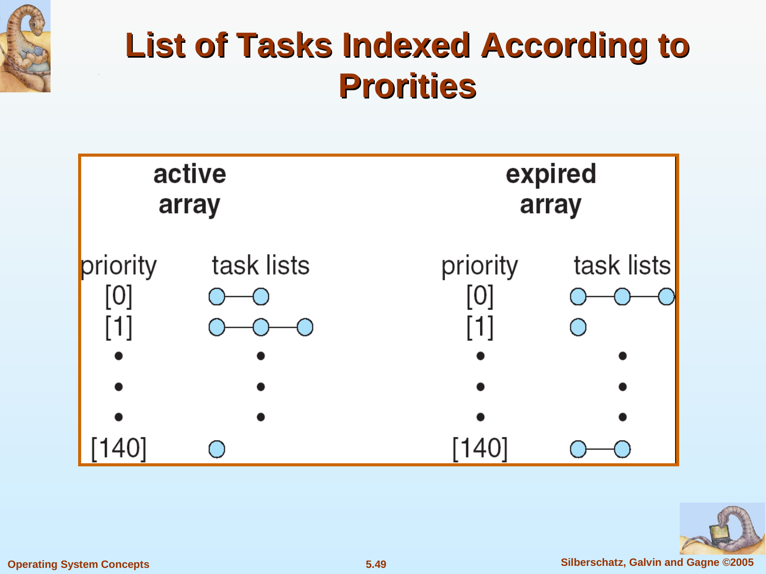# List of Tasks Indexed According to Prorities

**active array**

| priority | task lists |
|---|---|
| [0] | ○—○ |
| [1] | ○—○—○ |
| • | • |
| • | • |
| • | • |
| [140] | ○ |

**expired array**

| priority | task lists |
|---|---|
| [0] | ○—○—○ |
| [1] | ○ |
| • | • |
| • | • |
| • | • |
| [140] | ○—○ |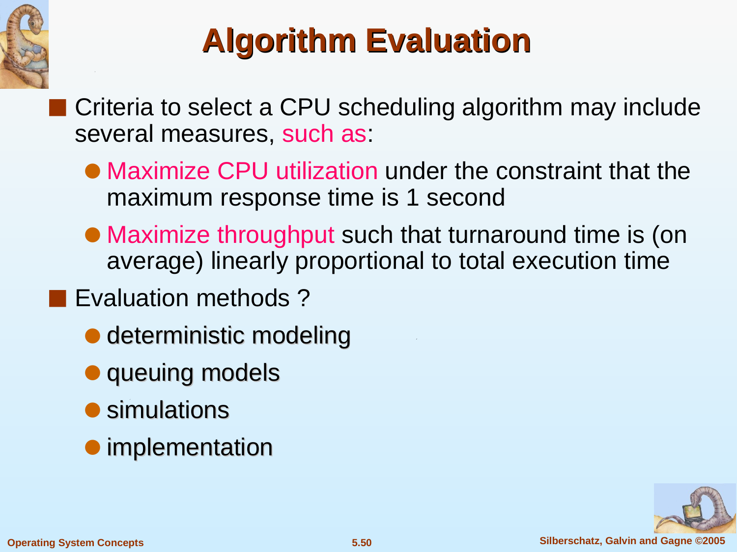# Algorithm Evaluation

- Criteria to select a CPU scheduling algorithm may include several measures, such as:
  - Maximize CPU utilization under the constraint that the maximum response time is 1 second
  - Maximize throughput such that turnaround time is (on average) linearly proportional to total execution time
- Evaluation methods ?
  - deterministic modeling
  - queuing models
  - simulations
  - implementation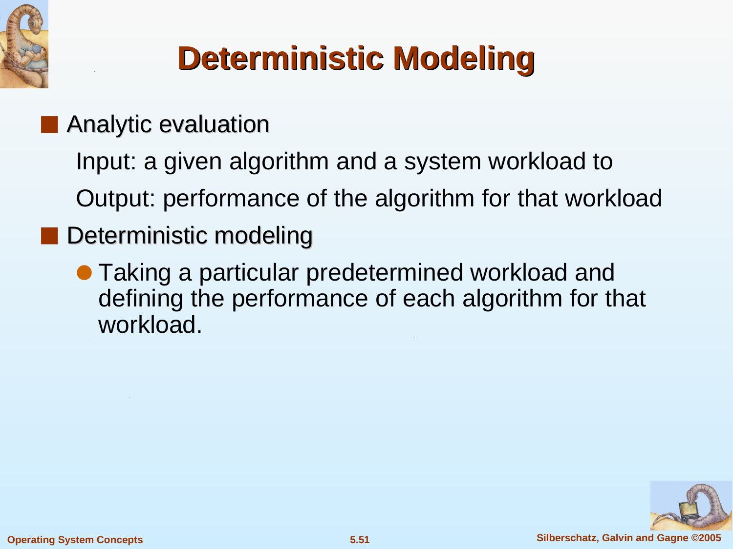# Deterministic Modeling

- Analytic evaluation

  Input: a given algorithm and a system workload to

  Output: performance of the algorithm for that workload

- Deterministic modeling
  - Taking a particular predetermined workload and defining the performance of each algorithm for that workload.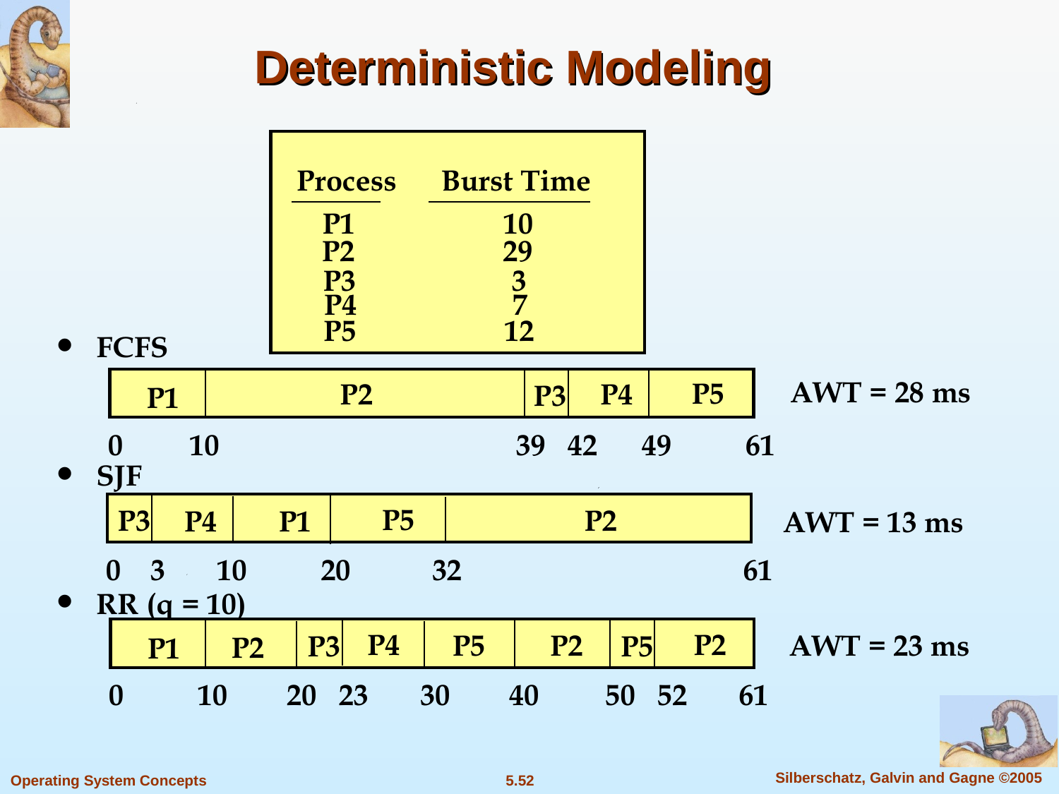# Deterministic Modeling

| Process | Burst Time |
|---|---|
| P1 | 10 |
| P2 | 29 |
| P3 | 3 |
| P4 | 7 |
| P5 | 12 |

- **FCFS**

| P1 | P2 | P3 | P4 | P5 |
|---|---|---|---|---|

0 10 39 42 49 61

AWT = 28 ms

- **SJF**

| P3 | P4 | P1 | P5 | P2 |
|---|---|---|---|---|

0 3 10 20 32 61

AWT = 13 ms

- **RR (q = 10)**

| P1 | P2 | P3 | P4 | P5 | P2 | P5 | P2 |
|---|---|---|---|---|---|---|---|

0 10 20 23 30 40 50 52 61

AWT = 23 ms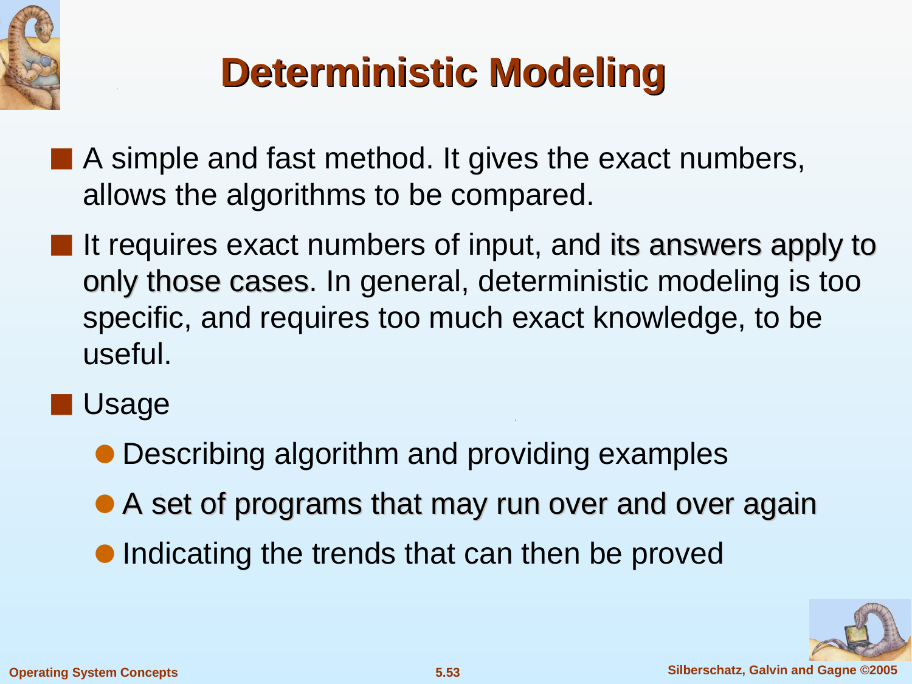# Deterministic Modeling

- A simple and fast method. It gives the exact numbers, allows the algorithms to be compared.
- It requires exact numbers of input, and its answers apply to only those cases. In general, deterministic modeling is too specific, and requires too much exact knowledge, to be useful.
- Usage
  - Describing algorithm and providing examples
  - A set of programs that may run over and over again
  - Indicating the trends that can then be proved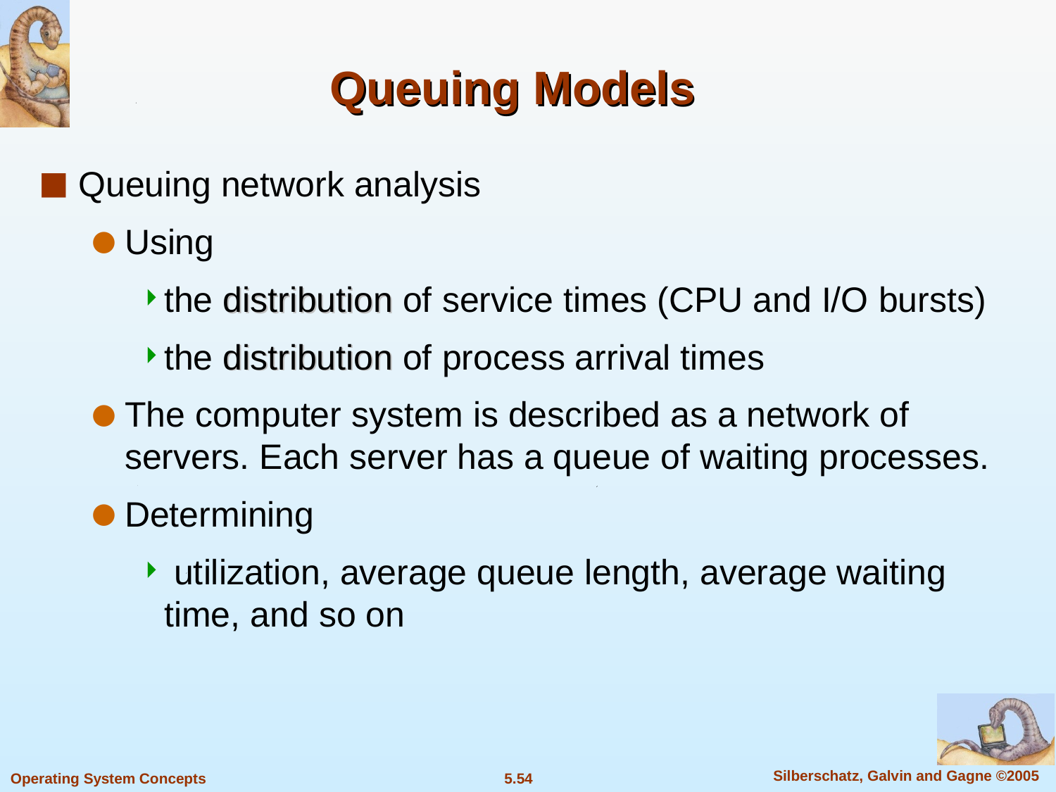# Queuing Models

- Queuing network analysis
  - Using
    - the distribution of service times (CPU and I/O bursts)
    - the distribution of process arrival times
  - The computer system is described as a network of servers. Each server has a queue of waiting processes.
  - Determining
    - utilization, average queue length, average waiting time, and so on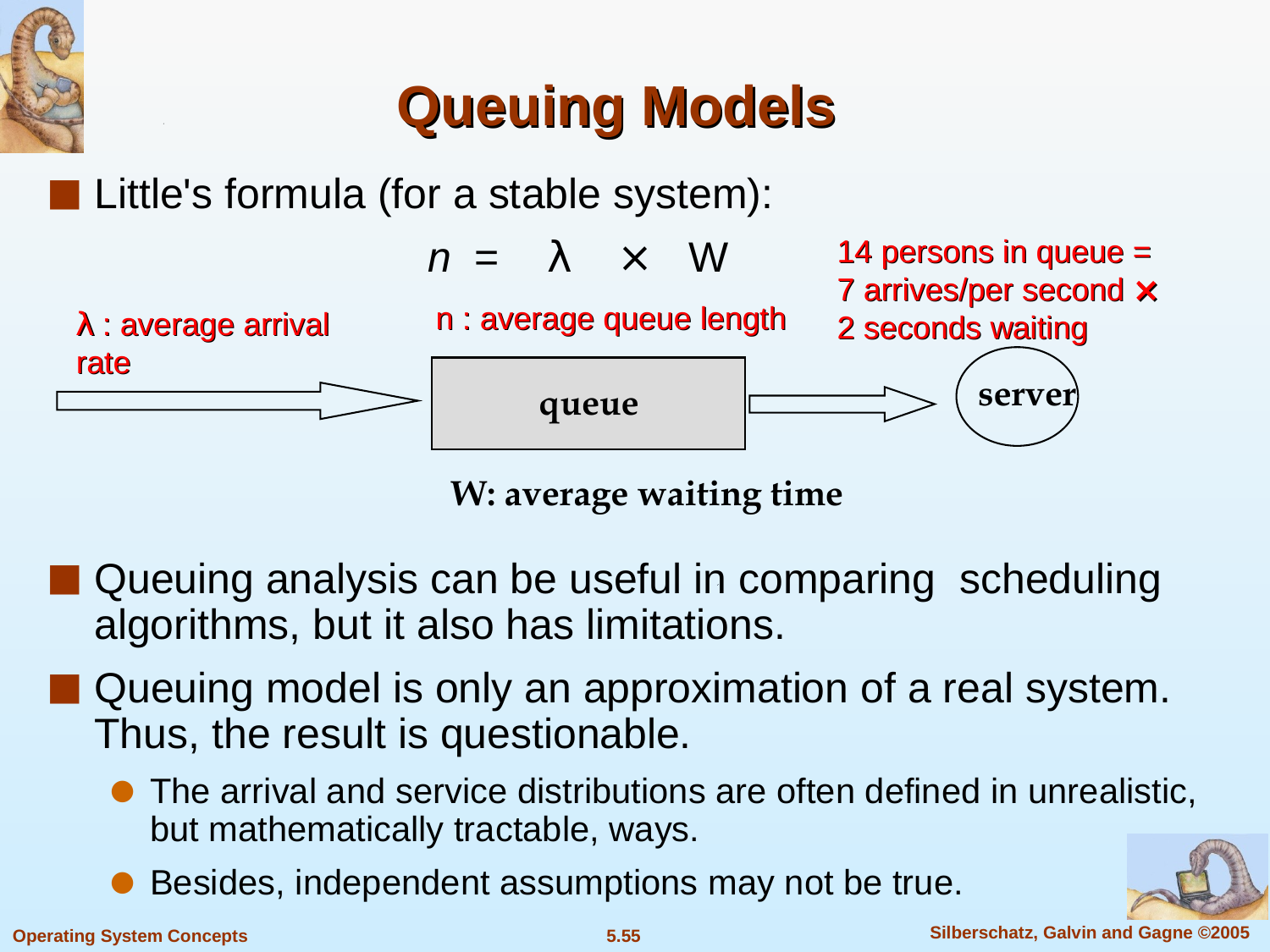# Queuing Models

- Little's formula (for a stable system):

$$n = \lambda \times W$$

λ : average arrival rate

n : average queue length

W: average waiting time

14 persons in queue = 7 arrives/per second × 2 seconds waiting

queue → server

- Queuing analysis can be useful in comparing scheduling algorithms, but it also has limitations.
- Queuing model is only an approximation of a real system. Thus, the result is questionable.
  - The arrival and service distributions are often defined in unrealistic, but mathematically tractable, ways.
  - Besides, independent assumptions may not be true.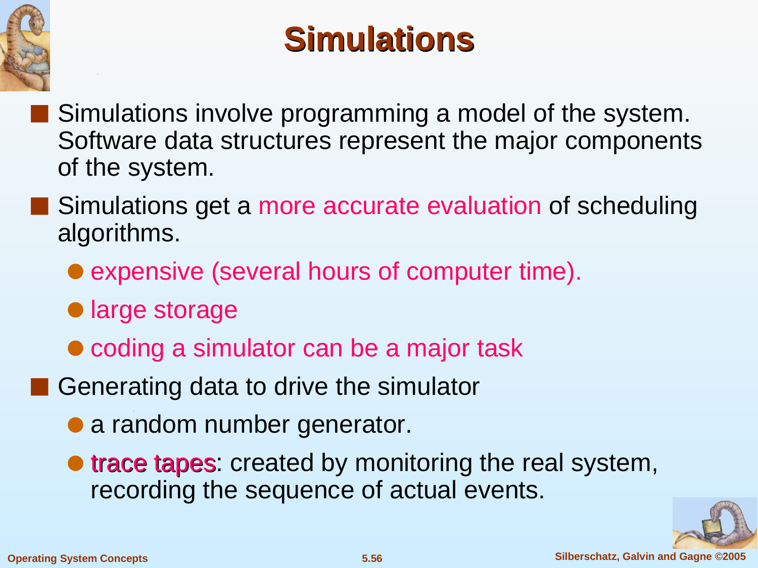# Simulations

- Simulations involve programming a model of the system. Software data structures represent the major components of the system.
- Simulations get a more accurate evaluation of scheduling algorithms.
  - expensive (several hours of computer time).
  - large storage
  - coding a simulator can be a major task
- Generating data to drive the simulator
  - a random number generator.
  - trace tapes: created by monitoring the real system, recording the sequence of actual events.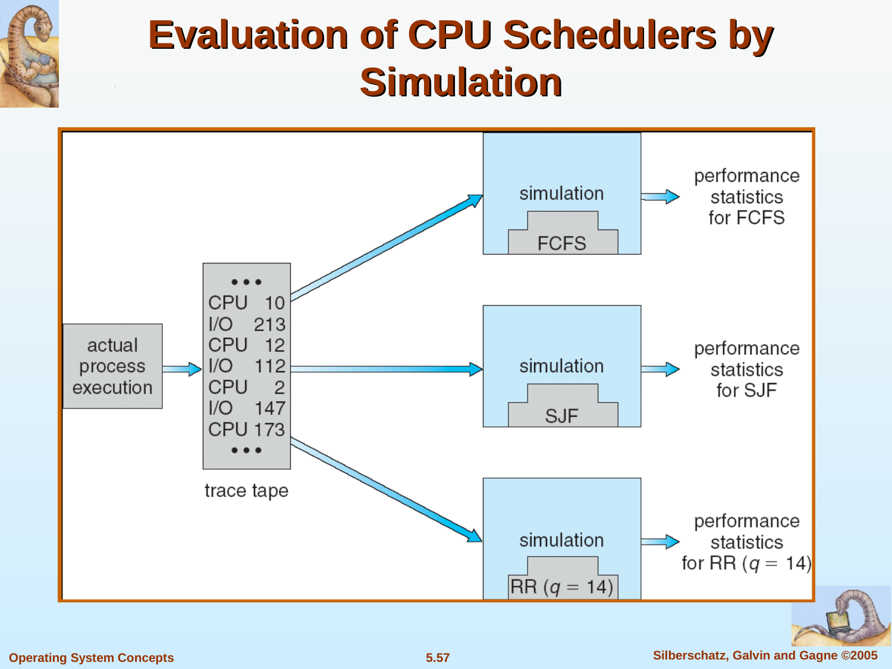# Evaluation of CPU Schedulers by Simulation

actual process execution → trace tape

| | |
|---|---|
| ••• | |
| CPU | 10 |
| I/O | 213 |
| CPU | 12 |
| I/O | 112 |
| CPU | 2 |
| I/O | 147 |
| CPU | 173 |
| ••• | |

trace tape

- simulation (FCFS) → performance statistics for FCFS
- simulation (SJF) → performance statistics for SJF
- simulation (RR ($q = 14$)) → performance statistics for RR ($q = 14$)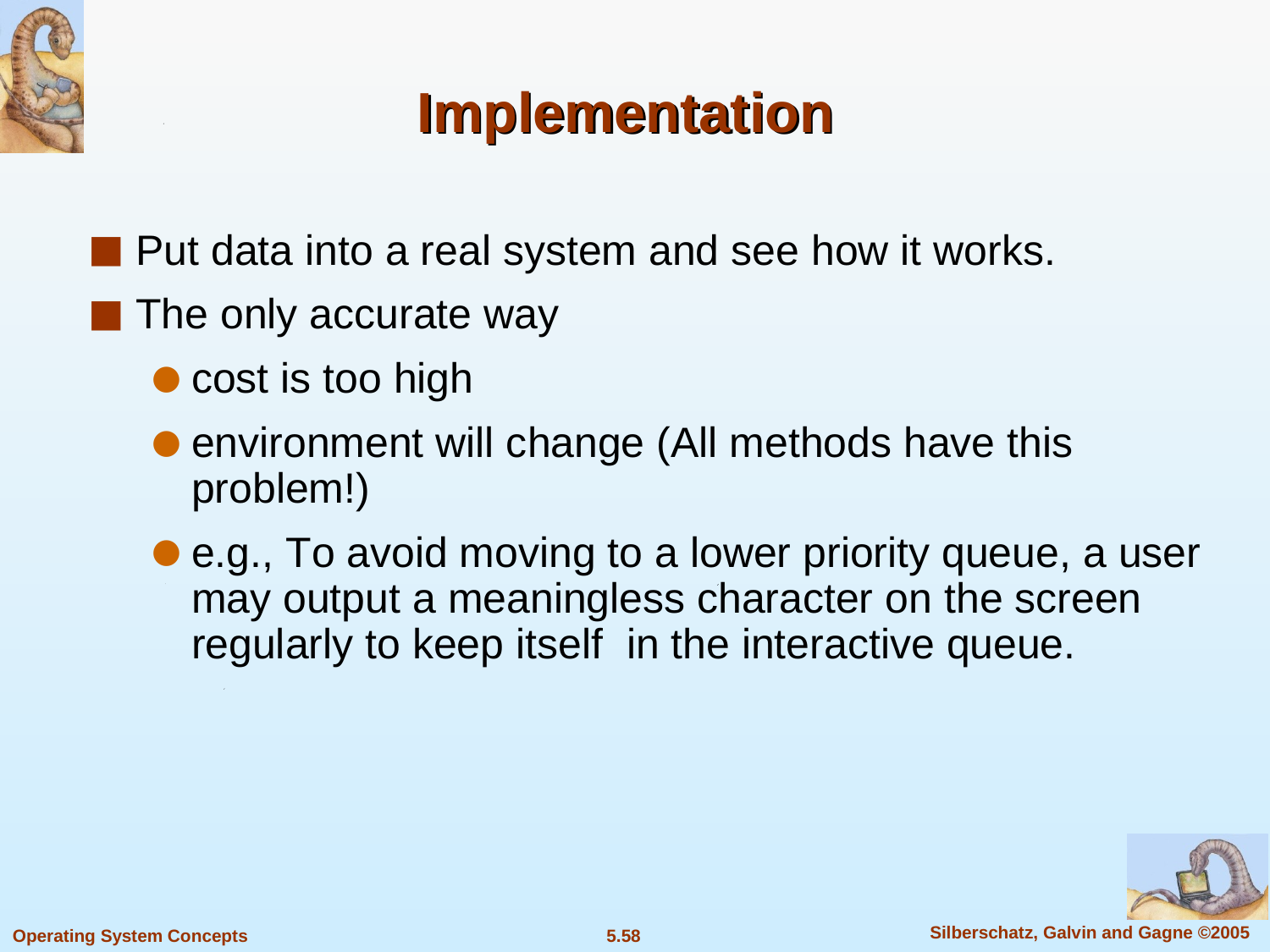# Implementation

- Put data into a real system and see how it works.
- The only accurate way
  - cost is too high
  - environment will change (All methods have this problem!)
  - e.g., To avoid moving to a lower priority queue, a user may output a meaningless character on the screen regularly to keep itself in the interactive queue.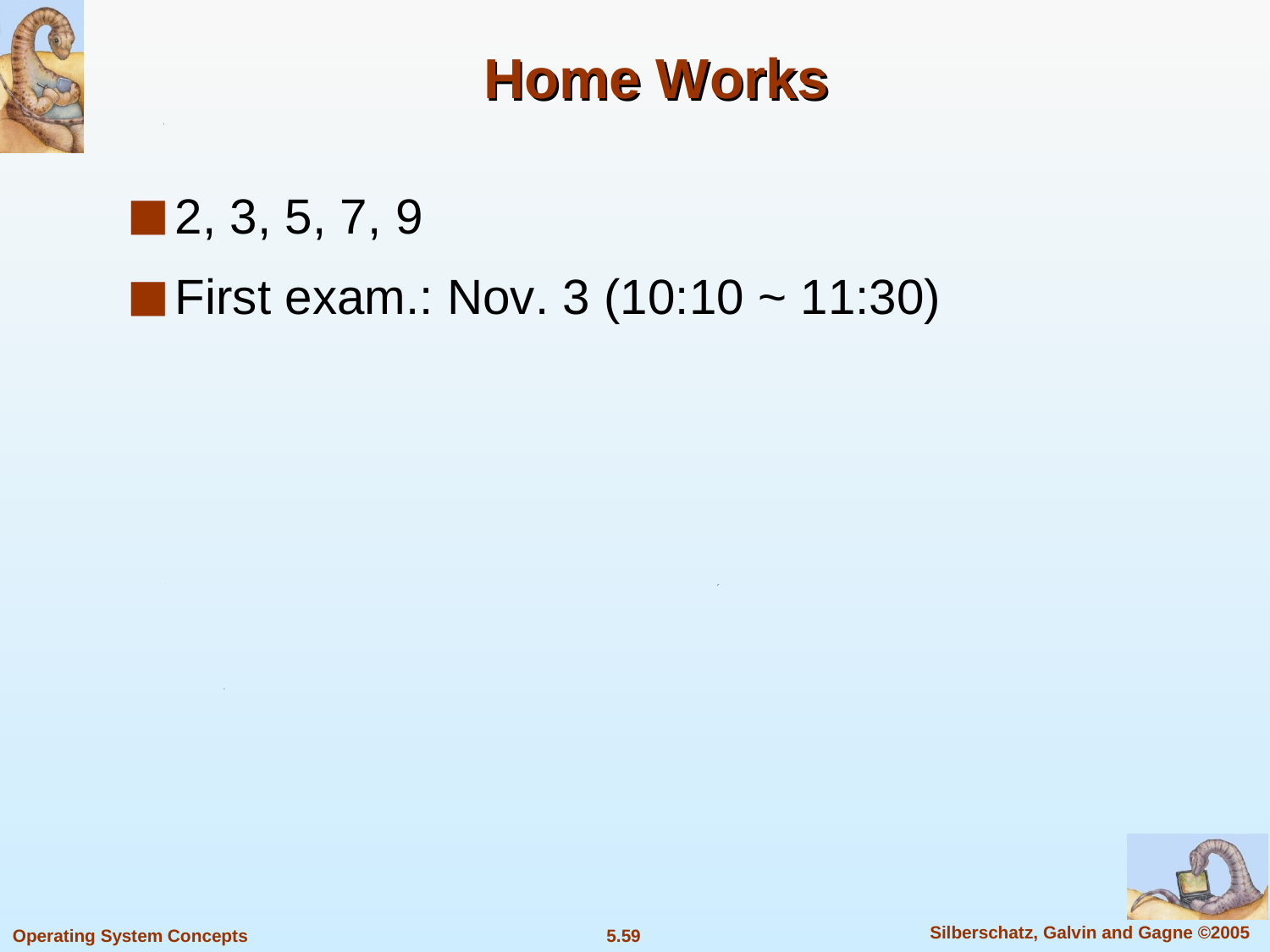# Home Works

- 2, 3, 5, 7, 9
- First exam.: Nov. 3 (10:10 ~ 11:30)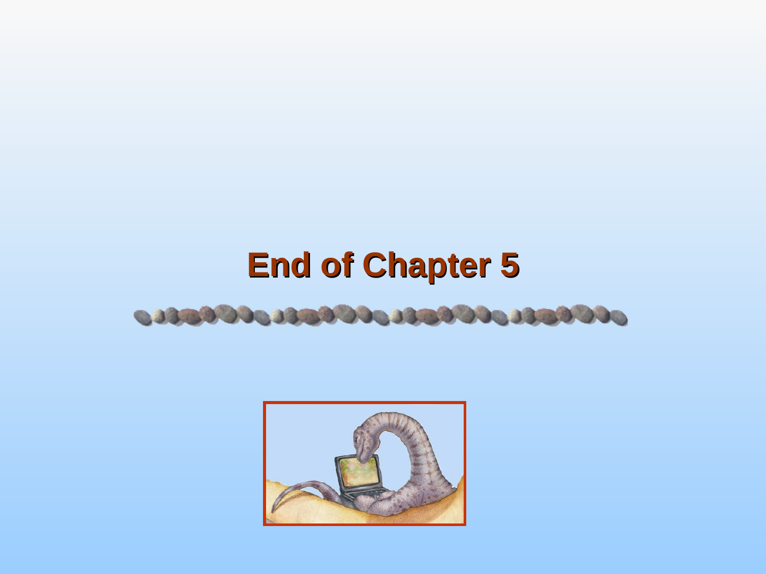# End of Chapter 5